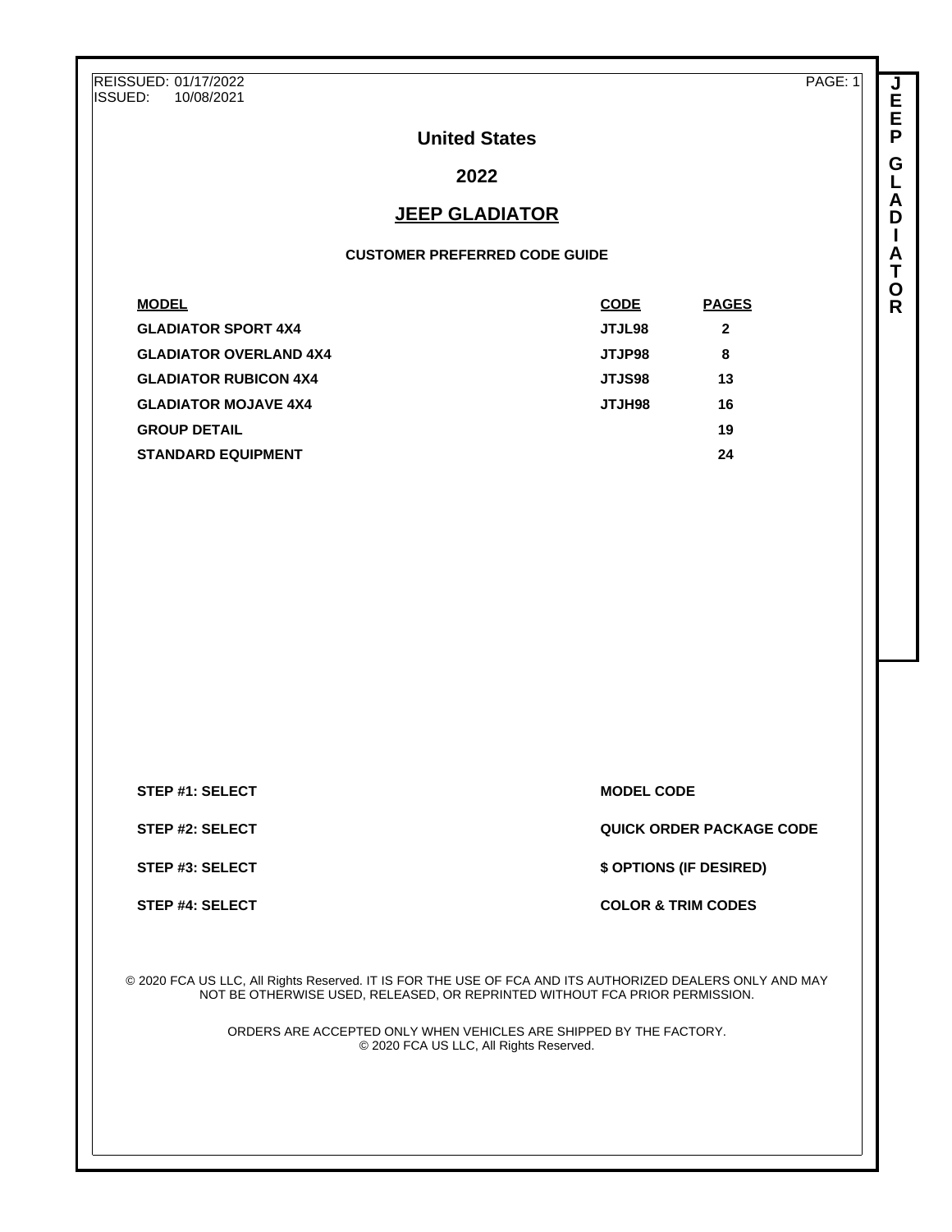REISSUED: 01/17/2022
ISSUED: 10/08/2021

# United States

# 2022

# JEEP GLADIATOR

### CUSTOMER PREFERRED CODE GUIDE

| MODEL | CODE | PAGES |
|---|---|---|
| GLADIATOR SPORT 4X4 | JTJL98 | 2 |
| GLADIATOR OVERLAND 4X4 | JTJP98 | 8 |
| GLADIATOR RUBICON 4X4 | JTJS98 | 13 |
| GLADIATOR MOJAVE 4X4 | JTJH98 | 16 |
| GROUP DETAIL | | 19 |
| STANDARD EQUIPMENT | | 24 |

| | |
|---|---|
| STEP #1: SELECT | MODEL CODE |
| STEP #2: SELECT | QUICK ORDER PACKAGE CODE |
| STEP #3: SELECT | $ OPTIONS (IF DESIRED) |
| STEP #4: SELECT | COLOR & TRIM CODES |

© 2020 FCA US LLC, All Rights Reserved. IT IS FOR THE USE OF FCA AND ITS AUTHORIZED DEALERS ONLY AND MAY NOT BE OTHERWISE USED, RELEASED, OR REPRINTED WITHOUT FCA PRIOR PERMISSION.

ORDERS ARE ACCEPTED ONLY WHEN VEHICLES ARE SHIPPED BY THE FACTORY.
© 2020 FCA US LLC, All Rights Reserved.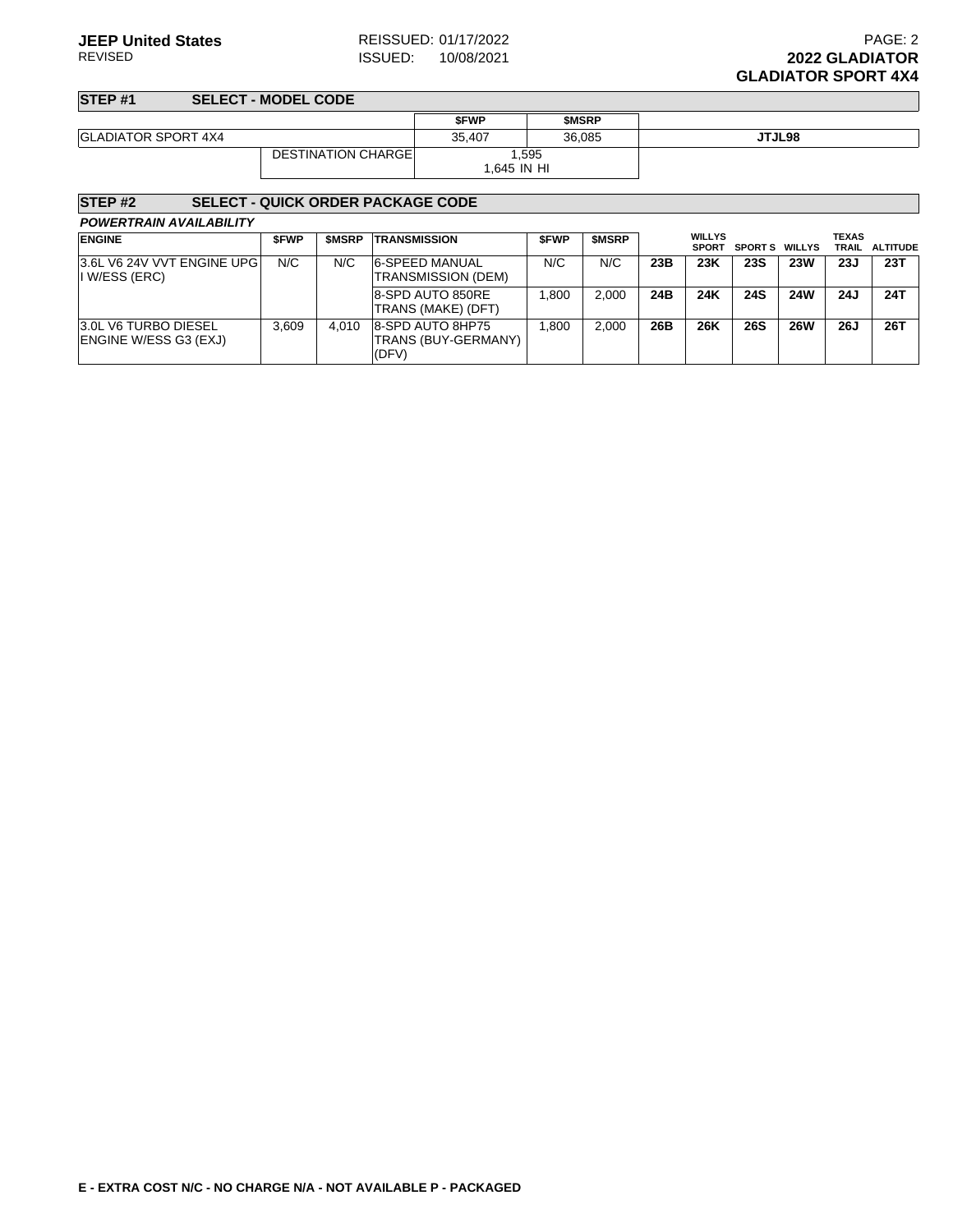## STEP #1 SELECT - MODEL CODE

| | | $FWP | $MSRP | |
|---|---|---|---|---|
| GLADIATOR SPORT 4X4 | | 35,407 | 36,085 | JTJL98 |
| | DESTINATION CHARGE | 1,595<br>1,645 IN HI | | |

## STEP #2 SELECT - QUICK ORDER PACKAGE CODE

***POWERTRAIN AVAILABILITY***

| ENGINE | $FWP | $MSRP | TRANSMISSION | $FWP | $MSRP | | WILLYS SPORT | SPORT S | WILLYS | TEXAS TRAIL | ALTITUDE |
|---|---|---|---|---|---|---|---|---|---|---|---|
| 3.6L V6 24V VVT ENGINE UPG I W/ESS (ERC) | N/C | N/C | 6-SPEED MANUAL TRANSMISSION (DEM) | N/C | N/C | **23B** | **23K** | **23S** | **23W** | **23J** | **23T** |
| | | | 8-SPD AUTO 850RE TRANS (MAKE) (DFT) | 1,800 | 2,000 | **24B** | **24K** | **24S** | **24W** | **24J** | **24T** |
| 3.0L V6 TURBO DIESEL ENGINE W/ESS G3 (EXJ) | 3,609 | 4,010 | 8-SPD AUTO 8HP75 TRANS (BUY-GERMANY) (DFV) | 1,800 | 2,000 | **26B** | **26K** | **26S** | **26W** | **26J** | **26T** |

**E - EXTRA COST N/C - NO CHARGE N/A - NOT AVAILABLE P - PACKAGED**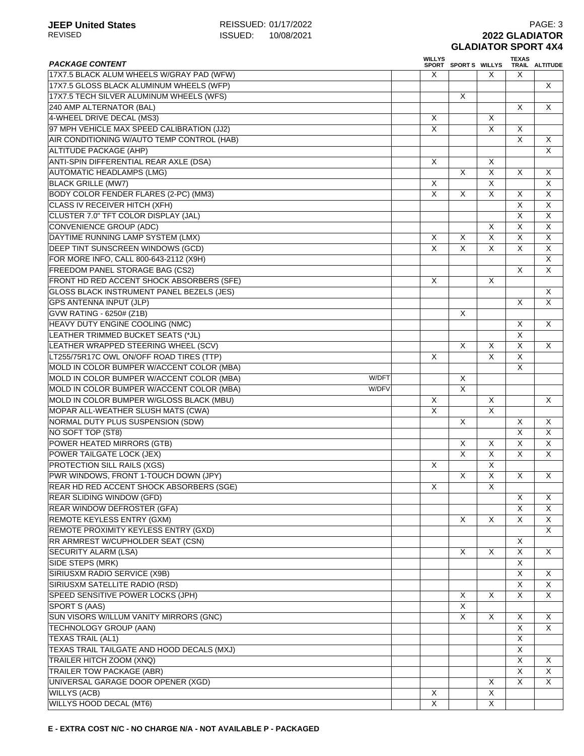# 2022 GLADIATOR

## GLADIATOR SPORT 4X4

| *PACKAGE CONTENT* | | WILLYS SPORT | SPORT S | WILLYS | TEXAS TRAIL | ALTITUDE |
|---|---|---|---|---|---|---|
| 17X7.5 BLACK ALUM WHEELS W/GRAY PAD (WFW) | | X | | X | X | |
| 17X7.5 GLOSS BLACK ALUMINUM WHEELS (WFP) | | | | | | X |
| 17X7.5 TECH SILVER ALUMINUM WHEELS (WFS) | | | X | | | |
| 240 AMP ALTERNATOR (BAL) | | | | | X | X |
| 4-WHEEL DRIVE DECAL (MS3) | | X | | X | | |
| 97 MPH VEHICLE MAX SPEED CALIBRATION (JJ2) | | X | | X | X | |
| AIR CONDITIONING W/AUTO TEMP CONTROL (HAB) | | | | | X | X |
| ALTITUDE PACKAGE (AHP) | | | | | | X |
| ANTI-SPIN DIFFERENTIAL REAR AXLE (DSA) | | X | | X | | |
| AUTOMATIC HEADLAMPS (LMG) | | | X | X | X | X |
| BLACK GRILLE (MW7) | | X | | X | | X |
| BODY COLOR FENDER FLARES (2-PC) (MM3) | | X | X | X | X | X |
| CLASS IV RECEIVER HITCH (XFH) | | | | | X | X |
| CLUSTER 7.0" TFT COLOR DISPLAY (JAL) | | | | | X | X |
| CONVENIENCE GROUP (ADC) | | | | X | X | X |
| DAYTIME RUNNING LAMP SYSTEM (LMX) | | X | X | X | X | X |
| DEEP TINT SUNSCREEN WINDOWS (GCD) | | X | X | X | X | X |
| FOR MORE INFO, CALL 800-643-2112 (X9H) | | | | | | X |
| FREEDOM PANEL STORAGE BAG (CS2) | | | | | X | X |
| FRONT HD RED ACCENT SHOCK ABSORBERS (SFE) | | X | | X | | |
| GLOSS BLACK INSTRUMENT PANEL BEZELS (JES) | | | | | | X |
| GPS ANTENNA INPUT (JLP) | | | | | X | X |
| GVW RATING - 6250# (Z1B) | | | X | | | |
| HEAVY DUTY ENGINE COOLING (NMC) | | | | | X | X |
| LEATHER TRIMMED BUCKET SEATS (*JL) | | | | | X | |
| LEATHER WRAPPED STEERING WHEEL (SCV) | | | X | X | X | X |
| LT255/75R17C OWL ON/OFF ROAD TIRES (TTP) | | X | | X | X | |
| MOLD IN COLOR BUMPER W/ACCENT COLOR (MBA) | | | | | X | |
| MOLD IN COLOR BUMPER W/ACCENT COLOR (MBA) | W/DFT | | X | | | |
| MOLD IN COLOR BUMPER W/ACCENT COLOR (MBA) | W/DFV | | X | | | |
| MOLD IN COLOR BUMPER W/GLOSS BLACK (MBU) | | X | | X | | X |
| MOPAR ALL-WEATHER SLUSH MATS (CWA) | | X | | X | | |
| NORMAL DUTY PLUS SUSPENSION (SDW) | | | X | | X | X |
| NO SOFT TOP (ST8) | | | | | X | X |
| POWER HEATED MIRRORS (GTB) | | | X | X | X | X |
| POWER TAILGATE LOCK (JEX) | | | X | X | X | X |
| PROTECTION SILL RAILS (XGS) | | X | | X | | |
| PWR WINDOWS, FRONT 1-TOUCH DOWN (JPY) | | | X | X | X | X |
| REAR HD RED ACCENT SHOCK ABSORBERS (SGE) | | X | | X | | |
| REAR SLIDING WINDOW (GFD) | | | | | X | X |
| REAR WINDOW DEFROSTER (GFA) | | | | | X | X |
| REMOTE KEYLESS ENTRY (GXM) | | | X | X | X | X |
| REMOTE PROXIMITY KEYLESS ENTRY (GXD) | | | | | | X |
| RR ARMREST W/CUPHOLDER SEAT (CSN) | | | | | X | |
| SECURITY ALARM (LSA) | | | X | X | X | X |
| SIDE STEPS (MRK) | | | | | X | |
| SIRIUSXM RADIO SERVICE (X9B) | | | | | X | X |
| SIRIUSXM SATELLITE RADIO (RSD) | | | | | X | X |
| SPEED SENSITIVE POWER LOCKS (JPH) | | | X | X | X | X |
| SPORT S (AAS) | | | X | | | |
| SUN VISORS W/ILLUM VANITY MIRRORS (GNC) | | | X | X | X | X |
| TECHNOLOGY GROUP (AAN) | | | | | X | X |
| TEXAS TRAIL (AL1) | | | | | X | |
| TEXAS TRAIL TAILGATE AND HOOD DECALS (MXJ) | | | | | X | |
| TRAILER HITCH ZOOM (XNQ) | | | | | X | X |
| TRAILER TOW PACKAGE (ABR) | | | | | X | X |
| UNIVERSAL GARAGE DOOR OPENER (XGD) | | | | X | X | X |
| WILLYS (ACB) | | X | | X | | |
| WILLYS HOOD DECAL (MT6) | | X | | X | | |

**E - EXTRA COST N/C - NO CHARGE N/A - NOT AVAILABLE P - PACKAGED**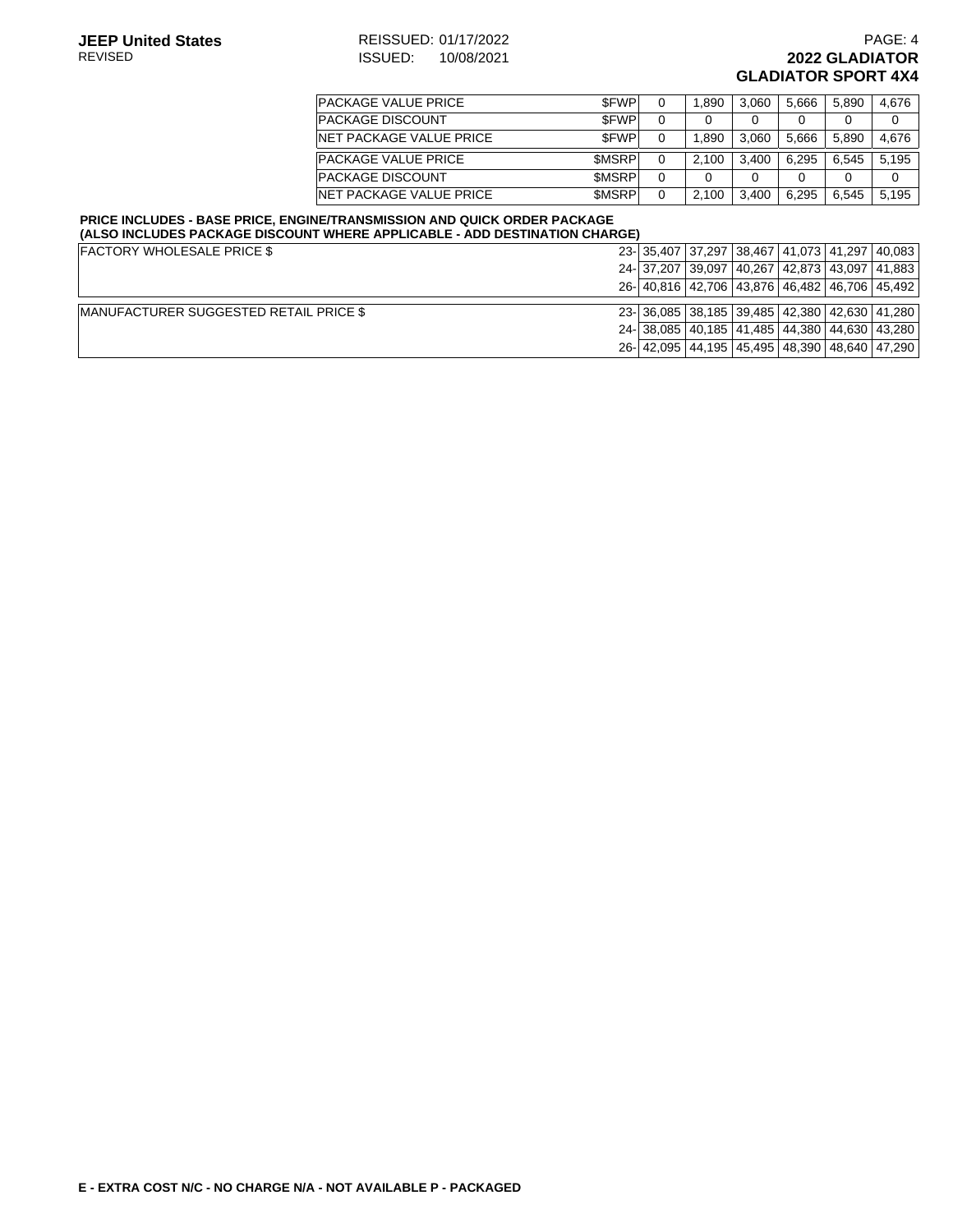# 2022 GLADIATOR
## GLADIATOR SPORT 4X4

| | | | | | | | |
|---|---|---|---|---|---|---|---|
| PACKAGE VALUE PRICE | $FWP | 0 | 1,890 | 3,060 | 5,666 | 5,890 | 4,676 |
| PACKAGE DISCOUNT | $FWP | 0 | 0 | 0 | 0 | 0 | 0 |
| NET PACKAGE VALUE PRICE | $FWP | 0 | 1,890 | 3,060 | 5,666 | 5,890 | 4,676 |
| PACKAGE VALUE PRICE | $MSRP | 0 | 2,100 | 3,400 | 6,295 | 6,545 | 5,195 |
| PACKAGE DISCOUNT | $MSRP | 0 | 0 | 0 | 0 | 0 | 0 |
| NET PACKAGE VALUE PRICE | $MSRP | 0 | 2,100 | 3,400 | 6,295 | 6,545 | 5,195 |

**PRICE INCLUDES - BASE PRICE, ENGINE/TRANSMISSION AND QUICK ORDER PACKAGE (ALSO INCLUDES PACKAGE DISCOUNT WHERE APPLICABLE - ADD DESTINATION CHARGE)**

| | | | | | | | |
|---|---|---|---|---|---|---|---|
| FACTORY WHOLESALE PRICE $ | 23- | 35,407 | 37,297 | 38,467 | 41,073 | 41,297 | 40,083 |
| | 24- | 37,207 | 39,097 | 40,267 | 42,873 | 43,097 | 41,883 |
| | 26- | 40,816 | 42,706 | 43,876 | 46,482 | 46,706 | 45,492 |
| MANUFACTURER SUGGESTED RETAIL PRICE $ | 23- | 36,085 | 38,185 | 39,485 | 42,380 | 42,630 | 41,280 |
| | 24- | 38,085 | 40,185 | 41,485 | 44,380 | 44,630 | 43,280 |
| | 26- | 42,095 | 44,195 | 45,495 | 48,390 | 48,640 | 47,290 |

**E - EXTRA COST N/C - NO CHARGE N/A - NOT AVAILABLE P - PACKAGED**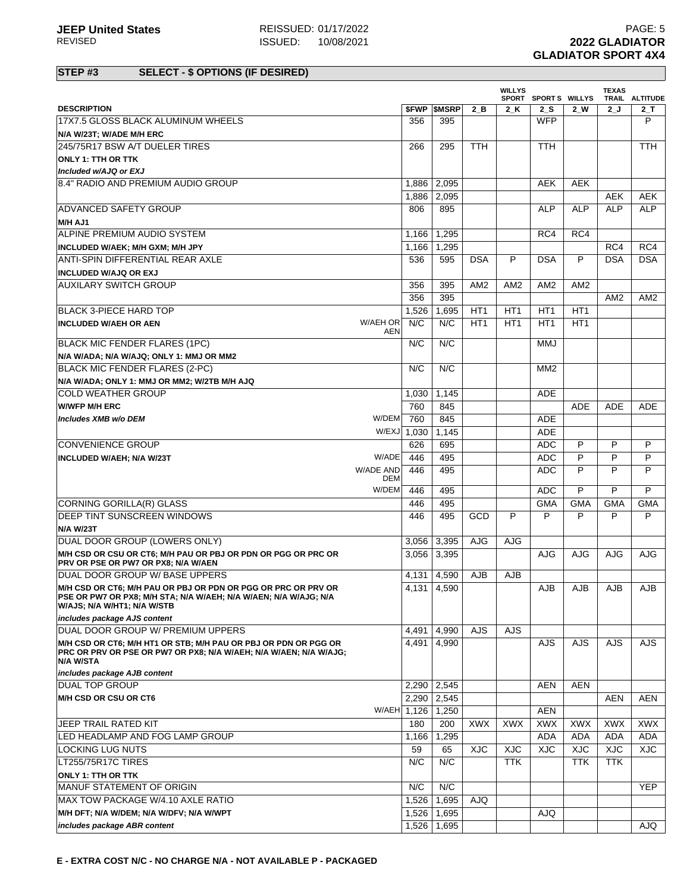**STEP #3 SELECT - $ OPTIONS (IF DESIRED)**

| DESCRIPTION | | $FWP | $MSRP | 2_B | WILLYS SPORT 2_K | SPORT S 2_S | WILLYS 2_W | TEXAS TRAIL 2_J | ALTITUDE 2_T |
|---|---|---|---|---|---|---|---|---|---|
| 17X7.5 GLOSS BLACK ALUMINUM WHEELS | | 356 | 395 | | | WFP | | | P |
| **N/A W/23T; W/ADE M/H ERC** | | | | | | | | | |
| 245/75R17 BSW A/T DUELER TIRES | | 266 | 295 | TTH | | TTH | | | TTH |
| **ONLY 1: TTH OR TTK** | | | | | | | | | |
| ***Included w/AJQ or EXJ*** | | | | | | | | | |
| 8.4" RADIO AND PREMIUM AUDIO GROUP | | 1,886 | 2,095 | | | AEK | AEK | | |
| | | 1,886 | 2,095 | | | | | AEK | AEK |
| ADVANCED SAFETY GROUP | | 806 | 895 | | | ALP | ALP | ALP | ALP |
| **M/H AJ1** | | | | | | | | | |
| ALPINE PREMIUM AUDIO SYSTEM | | 1,166 | 1,295 | | | RC4 | RC4 | | |
| **INCLUDED W/AEK; M/H GXM; M/H JPY** | | 1,166 | 1,295 | | | | | RC4 | RC4 |
| ANTI-SPIN DIFFERENTIAL REAR AXLE | | 536 | 595 | DSA | P | DSA | P | DSA | DSA |
| **INCLUDED W/AJQ OR EXJ** | | | | | | | | | |
| AUXILARY SWITCH GROUP | | 356 | 395 | AM2 | AM2 | AM2 | AM2 | | |
| | | 356 | 395 | | | | | AM2 | AM2 |
| BLACK 3-PIECE HARD TOP | | 1,526 | 1,695 | HT1 | HT1 | HT1 | HT1 | | |
| **INCLUDED W/AEH OR AEN** | W/AEH OR AEN | N/C | N/C | HT1 | HT1 | HT1 | HT1 | | |
| BLACK MIC FENDER FLARES (1PC) | | N/C | N/C | | | MMJ | | | |
| **N/A W/ADA; N/A W/AJQ; ONLY 1: MMJ OR MM2** | | | | | | | | | |
| BLACK MIC FENDER FLARES (2-PC) | | N/C | N/C | | | MM2 | | | |
| **N/A W/ADA; ONLY 1: MMJ OR MM2; W/2TB M/H AJQ** | | | | | | | | | |
| COLD WEATHER GROUP | | 1,030 | 1,145 | | | ADE | | | |
| **W/WFP M/H ERC** | | 760 | 845 | | | | ADE | ADE | ADE |
| ***Includes XMB w/o DEM*** | W/DEM | 760 | 845 | | | ADE | | | |
| | W/EXJ | 1,030 | 1,145 | | | ADE | | | |
| CONVENIENCE GROUP | | 626 | 695 | | | ADC | P | P | P |
| **INCLUDED W/AEH; N/A W/23T** | W/ADE | 446 | 495 | | | ADC | P | P | P |
| | W/ADE AND DEM | 446 | 495 | | | ADC | P | P | P |
| | W/DEM | 446 | 495 | | | ADC | P | P | P |
| CORNING GORILLA(R) GLASS | | 446 | 495 | | | GMA | GMA | GMA | GMA |
| DEEP TINT SUNSCREEN WINDOWS | | 446 | 495 | GCD | P | P | P | P | P |
| **N/A W/23T** | | | | | | | | | |
| DUAL DOOR GROUP (LOWERS ONLY) | | 3,056 | 3,395 | AJG | AJG | | | | |
| **M/H CSD OR CSU OR CT6; M/H PAU OR PBJ OR PDN OR PGG OR PRC OR PRV OR PSE OR PW7 OR PX8; N/A W/AEN** | | 3,056 | 3,395 | | | AJG | AJG | AJG | AJG |
| DUAL DOOR GROUP W/ BASE UPPERS | | 4,131 | 4,590 | AJB | AJB | | | | |
| **M/H CSD OR CT6; M/H PAU OR PBJ OR PDN OR PGG OR PRC OR PRV OR PSE OR PW7 OR PX8; M/H STA; N/A W/AEH; N/A W/AEN; N/A W/AJG; N/A W/AJS; N/A W/HT1; N/A W/STB** | | 4,131 | 4,590 | | | AJB | AJB | AJB | AJB |
| ***includes package AJS content*** | | | | | | | | | |
| DUAL DOOR GROUP W/ PREMIUM UPPERS | | 4,491 | 4,990 | AJS | AJS | | | | |
| **M/H CSD OR CT6; M/H HT1 OR STB; M/H PAU OR PBJ OR PDN OR PGG OR PRC OR PRV OR PSE OR PW7 OR PX8; N/A W/AEH; N/A W/AEN; N/A W/AJG; N/A W/STA** | | 4,491 | 4,990 | | | AJS | AJS | AJS | AJS |
| ***includes package AJB content*** | | | | | | | | | |
| DUAL TOP GROUP | | 2,290 | 2,545 | | | AEN | AEN | | |
| **M/H CSD OR CSU OR CT6** | | 2,290 | 2,545 | | | | | AEN | AEN |
| | W/AEH | 1,126 | 1,250 | | | AEN | | | |
| JEEP TRAIL RATED KIT | | 180 | 200 | XWX | XWX | XWX | XWX | XWX | XWX |
| LED HEADLAMP AND FOG LAMP GROUP | | 1,166 | 1,295 | | | ADA | ADA | ADA | ADA |
| LOCKING LUG NUTS | | 59 | 65 | XJC | XJC | XJC | XJC | XJC | XJC |
| LT255/75R17C TIRES | | N/C | N/C | | TTK | | TTK | TTK | |
| **ONLY 1: TTH OR TTK** | | | | | | | | | |
| MANUF STATEMENT OF ORIGIN | | N/C | N/C | | | | | | YEP |
| MAX TOW PACKAGE W/4.10 AXLE RATIO | | 1,526 | 1,695 | AJQ | | | | | |
| **M/H DFT; N/A W/DEM; N/A W/DFV; N/A W/WPT** | | 1,526 | 1,695 | | | AJQ | | | |
| ***includes package ABR content*** | | 1,526 | 1,695 | | | | | | AJQ |

**E - EXTRA COST N/C - NO CHARGE N/A - NOT AVAILABLE P - PACKAGED**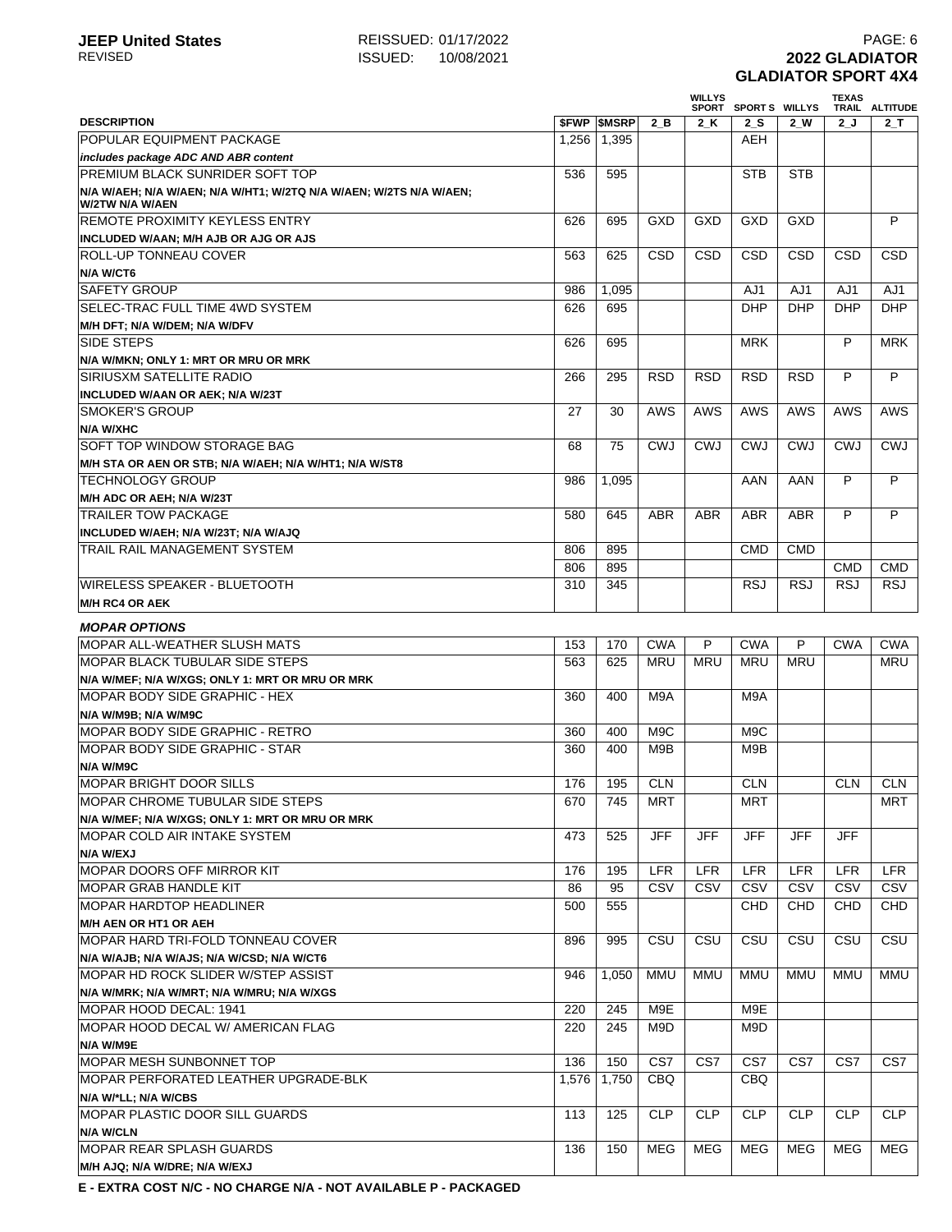**JEEP United States** REVISED

REISSUED: 01/17/2022
ISSUED: 10/08/2021

**2022 GLADIATOR**
**GLADIATOR SPORT 4X4**

| DESCRIPTION | $FWP | $MSRP | 2_B | WILLYS SPORT 2_K | SPORT S 2_S | WILLYS 2_W | TEXAS TRAIL 2_J | ALTITUDE 2_T |
|---|---|---|---|---|---|---|---|---|
| POPULAR EQUIPMENT PACKAGE | 1,256 | 1,395 | | | AEH | | | |
| *includes package ADC AND ABR content* | | | | | | | | |
| PREMIUM BLACK SUNRIDER SOFT TOP | 536 | 595 | | | STB | STB | | |
| **N/A W/AEH; N/A W/AEN; N/A W/HT1; W/2TQ N/A W/AEN; W/2TS N/A W/AEN; W/2TW N/A W/AEN** | | | | | | | | |
| REMOTE PROXIMITY KEYLESS ENTRY | 626 | 695 | GXD | GXD | GXD | GXD | | P |
| **INCLUDED W/AAN; M/H AJB OR AJG OR AJS** | | | | | | | | |
| ROLL-UP TONNEAU COVER | 563 | 625 | CSD | CSD | CSD | CSD | CSD | CSD |
| **N/A W/CT6** | | | | | | | | |
| SAFETY GROUP | 986 | 1,095 | | | AJ1 | AJ1 | AJ1 | AJ1 |
| SELEC-TRAC FULL TIME 4WD SYSTEM | 626 | 695 | | | DHP | DHP | DHP | DHP |
| **M/H DFT; N/A W/DEM; N/A W/DFV** | | | | | | | | |
| SIDE STEPS | 626 | 695 | | | MRK | | P | MRK |
| **N/A W/MKN; ONLY 1: MRT OR MRU OR MRK** | | | | | | | | |
| SIRIUSXM SATELLITE RADIO | 266 | 295 | RSD | RSD | RSD | RSD | P | P |
| **INCLUDED W/AAN OR AEK; N/A W/23T** | | | | | | | | |
| SMOKER'S GROUP | 27 | 30 | AWS | AWS | AWS | AWS | AWS | AWS |
| **N/A W/XHC** | | | | | | | | |
| SOFT TOP WINDOW STORAGE BAG | 68 | 75 | CWJ | CWJ | CWJ | CWJ | CWJ | CWJ |
| **M/H STA OR AEN OR STB; N/A W/AEH; N/A W/HT1; N/A W/ST8** | | | | | | | | |
| TECHNOLOGY GROUP | 986 | 1,095 | | | AAN | AAN | P | P |
| **M/H ADC OR AEH; N/A W/23T** | | | | | | | | |
| TRAILER TOW PACKAGE | 580 | 645 | ABR | ABR | ABR | ABR | P | P |
| **INCLUDED W/AEH; N/A W/23T; N/A W/AJQ** | | | | | | | | |
| TRAIL RAIL MANAGEMENT SYSTEM | 806 | 895 | | | CMD | CMD | | |
| | 806 | 895 | | | | | CMD | CMD |
| WIRELESS SPEAKER - BLUETOOTH | 310 | 345 | | | RSJ | RSJ | RSJ | RSJ |
| **M/H RC4 OR AEK** | | | | | | | | |
| ***MOPAR OPTIONS*** | | | | | | | | |
| MOPAR ALL-WEATHER SLUSH MATS | 153 | 170 | CWA | P | CWA | P | CWA | CWA |
| MOPAR BLACK TUBULAR SIDE STEPS | 563 | 625 | MRU | MRU | MRU | MRU | | MRU |
| **N/A W/MEF; N/A W/XGS; ONLY 1: MRT OR MRU OR MRK** | | | | | | | | |
| MOPAR BODY SIDE GRAPHIC - HEX | 360 | 400 | M9A | | M9A | | | |
| **N/A W/M9B; N/A W/M9C** | | | | | | | | |
| MOPAR BODY SIDE GRAPHIC - RETRO | 360 | 400 | M9C | | M9C | | | |
| MOPAR BODY SIDE GRAPHIC - STAR | 360 | 400 | M9B | | M9B | | | |
| **N/A W/M9C** | | | | | | | | |
| MOPAR BRIGHT DOOR SILLS | 176 | 195 | CLN | | CLN | | CLN | CLN |
| MOPAR CHROME TUBULAR SIDE STEPS | 670 | 745 | MRT | | MRT | | | MRT |
| **N/A W/MEF; N/A W/XGS; ONLY 1: MRT OR MRU OR MRK** | | | | | | | | |
| MOPAR COLD AIR INTAKE SYSTEM | 473 | 525 | JFF | JFF | JFF | JFF | JFF | |
| **N/A W/EXJ** | | | | | | | | |
| MOPAR DOORS OFF MIRROR KIT | 176 | 195 | LFR | LFR | LFR | LFR | LFR | LFR |
| MOPAR GRAB HANDLE KIT | 86 | 95 | CSV | CSV | CSV | CSV | CSV | CSV |
| MOPAR HARDTOP HEADLINER | 500 | 555 | | | CHD | CHD | CHD | CHD |
| **M/H AEN OR HT1 OR AEH** | | | | | | | | |
| MOPAR HARD TRI-FOLD TONNEAU COVER | 896 | 995 | CSU | CSU | CSU | CSU | CSU | CSU |
| **N/A W/AJB; N/A W/AJS; N/A W/CSD; N/A W/CT6** | | | | | | | | |
| MOPAR HD ROCK SLIDER W/STEP ASSIST | 946 | 1,050 | MMU | MMU | MMU | MMU | MMU | MMU |
| **N/A W/MRK; N/A W/MRT; N/A W/MRU; N/A W/XGS** | | | | | | | | |
| MOPAR HOOD DECAL: 1941 | 220 | 245 | M9E | | M9E | | | |
| MOPAR HOOD DECAL W/ AMERICAN FLAG | 220 | 245 | M9D | | M9D | | | |
| **N/A W/M9E** | | | | | | | | |
| MOPAR MESH SUNBONNET TOP | 136 | 150 | CS7 | CS7 | CS7 | CS7 | CS7 | CS7 |
| MOPAR PERFORATED LEATHER UPGRADE-BLK | 1,576 | 1,750 | CBQ | | CBQ | | | |
| **N/A W/*LL; N/A W/CBS** | | | | | | | | |
| MOPAR PLASTIC DOOR SILL GUARDS | 113 | 125 | CLP | CLP | CLP | CLP | CLP | CLP |
| **N/A W/CLN** | | | | | | | | |
| MOPAR REAR SPLASH GUARDS | 136 | 150 | MEG | MEG | MEG | MEG | MEG | MEG |
| **M/H AJQ; N/A W/DRE; N/A W/EXJ** | | | | | | | | |

**E - EXTRA COST N/C - NO CHARGE N/A - NOT AVAILABLE P - PACKAGED**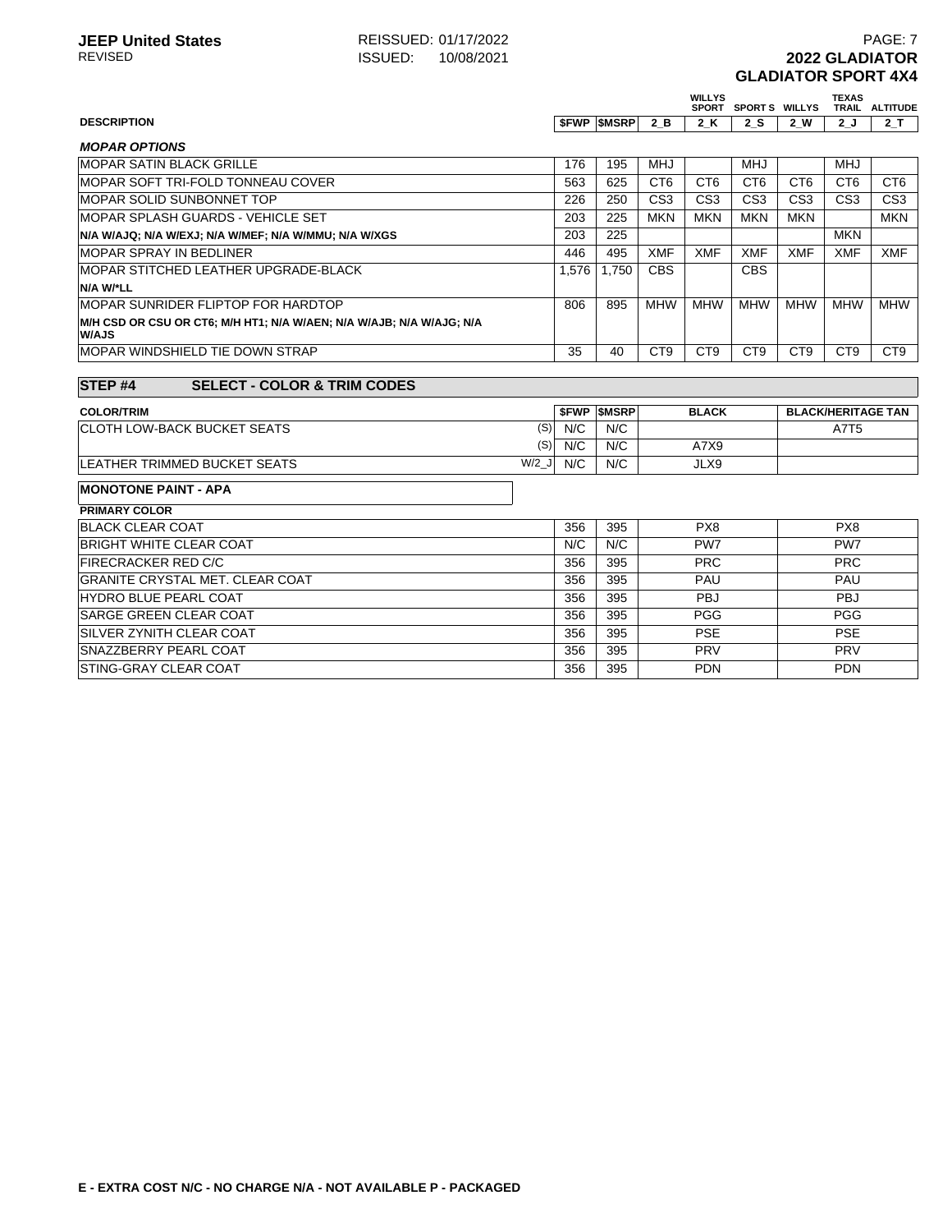**JEEP United States** REISSUED: 01/17/2022
REVISED ISSUED: 10/08/2021

**2022 GLADIATOR**
**GLADIATOR SPORT 4X4**

| DESCRIPTION | $FWP | $MSRP | 2_B | WILLYS SPORT 2_K | SPORT S 2_S | WILLYS 2_W | TEXAS TRAIL 2_J | ALTITUDE 2_T |
|---|---|---|---|---|---|---|---|---|
| ***MOPAR OPTIONS*** | | | | | | | | |
| MOPAR SATIN BLACK GRILLE | 176 | 195 | MHJ | | MHJ | | MHJ | |
| MOPAR SOFT TRI-FOLD TONNEAU COVER | 563 | 625 | CT6 | CT6 | CT6 | CT6 | CT6 | CT6 |
| MOPAR SOLID SUNBONNET TOP | 226 | 250 | CS3 | CS3 | CS3 | CS3 | CS3 | CS3 |
| MOPAR SPLASH GUARDS - VEHICLE SET | 203 | 225 | MKN | MKN | MKN | MKN | | MKN |
| N/A W/AJQ; N/A W/EXJ; N/A W/MEF; N/A W/MMU; N/A W/XGS | 203 | 225 | | | | | MKN | |
| MOPAR SPRAY IN BEDLINER | 446 | 495 | XMF | XMF | XMF | XMF | XMF | XMF |
| MOPAR STITCHED LEATHER UPGRADE-BLACK | 1,576 | 1,750 | CBS | | CBS | | | |
| N/A W/*LL | | | | | | | | |
| MOPAR SUNRIDER FLIPTOP FOR HARDTOP | 806 | 895 | MHW | MHW | MHW | MHW | MHW | MHW |
| M/H CSD OR CSU OR CT6; M/H HT1; N/A W/AEN; N/A W/AJB; N/A W/AJG; N/A W/AJS | | | | | | | | |
| MOPAR WINDSHIELD TIE DOWN STRAP | 35 | 40 | CT9 | CT9 | CT9 | CT9 | CT9 | CT9 |

## STEP #4 SELECT - COLOR & TRIM CODES

| COLOR/TRIM | | $FWP | $MSRP | BLACK | BLACK/HERITAGE TAN |
|---|---|---|---|---|---|
| CLOTH LOW-BACK BUCKET SEATS | (S) | N/C | N/C | | A7T5 |
| | (S) | N/C | N/C | A7X9 | |
| LEATHER TRIMMED BUCKET SEATS | W/2_J | N/C | N/C | JLX9 | |

**MONOTONE PAINT - APA**

| PRIMARY COLOR | $FWP | $MSRP | BLACK | BLACK/HERITAGE TAN |
|---|---|---|---|---|
| BLACK CLEAR COAT | 356 | 395 | PX8 | PX8 |
| BRIGHT WHITE CLEAR COAT | N/C | N/C | PW7 | PW7 |
| FIRECRACKER RED C/C | 356 | 395 | PRC | PRC |
| GRANITE CRYSTAL MET. CLEAR COAT | 356 | 395 | PAU | PAU |
| HYDRO BLUE PEARL COAT | 356 | 395 | PBJ | PBJ |
| SARGE GREEN CLEAR COAT | 356 | 395 | PGG | PGG |
| SILVER ZYNITH CLEAR COAT | 356 | 395 | PSE | PSE |
| SNAZZBERRY PEARL COAT | 356 | 395 | PRV | PRV |
| STING-GRAY CLEAR COAT | 356 | 395 | PDN | PDN |

**E - EXTRA COST N/C - NO CHARGE N/A - NOT AVAILABLE P - PACKAGED**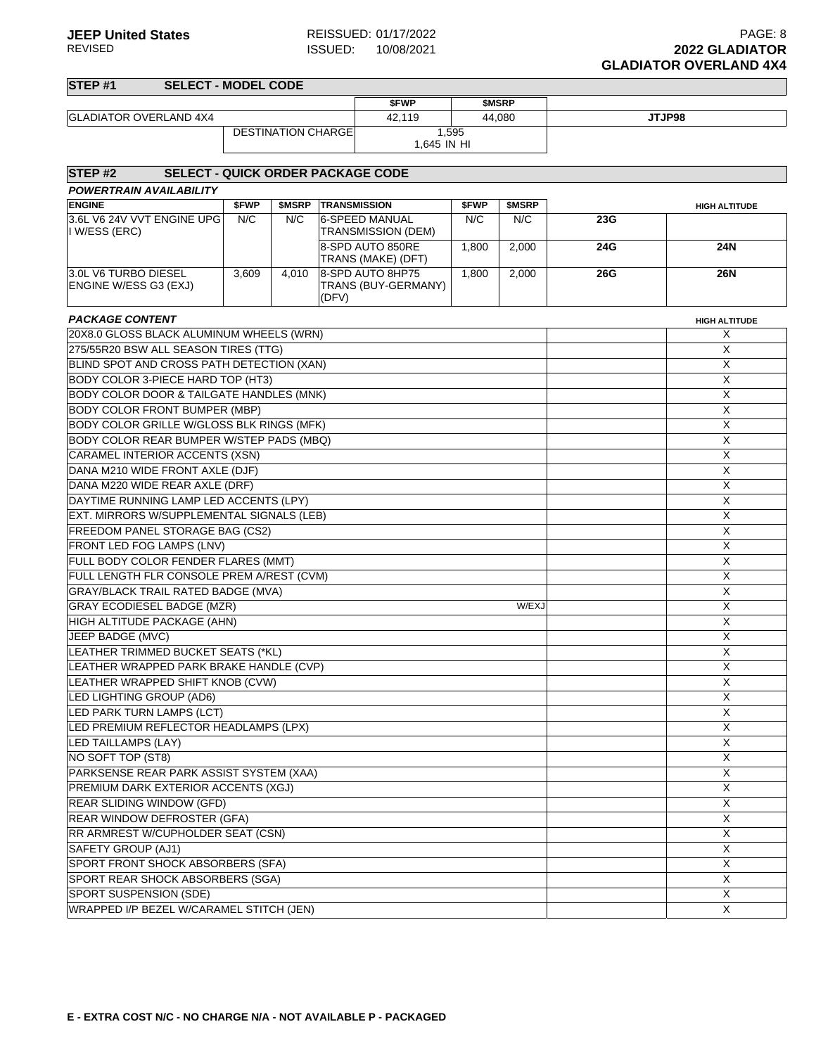**JEEP United States** REVISED

REISSUED: 01/17/2022
ISSUED: 10/08/2021

**2022 GLADIATOR**
**GLADIATOR OVERLAND 4X4**

## STEP #1 SELECT - MODEL CODE

| | | $FWP | $MSRP | |
|---|---|---|---|---|
| GLADIATOR OVERLAND 4X4 | | 42,119 | 44,080 | JTJP98 |
| | DESTINATION CHARGE | 1,595 / 1,645 IN HI | | |

## STEP #2 SELECT - QUICK ORDER PACKAGE CODE

***POWERTRAIN AVAILABILITY***

| ENGINE | $FWP | $MSRP | TRANSMISSION | $FWP | $MSRP | | HIGH ALTITUDE |
|---|---|---|---|---|---|---|---|
| 3.6L V6 24V VVT ENGINE UPG I W/ESS (ERC) | N/C | N/C | 6-SPEED MANUAL TRANSMISSION (DEM) | N/C | N/C | 23G | |
| | | | 8-SPD AUTO 850RE TRANS (MAKE) (DFT) | 1,800 | 2,000 | 24G | 24N |
| 3.0L V6 TURBO DIESEL ENGINE W/ESS G3 (EXJ) | 3,609 | 4,010 | 8-SPD AUTO 8HP75 TRANS (BUY-GERMANY) (DFV) | 1,800 | 2,000 | 26G | 26N |

***PACKAGE CONTENT***

| | | | HIGH ALTITUDE |
|---|---|---|---|
| 20X8.0 GLOSS BLACK ALUMINUM WHEELS (WRN) | | | X |
| 275/55R20 BSW ALL SEASON TIRES (TTG) | | | X |
| BLIND SPOT AND CROSS PATH DETECTION (XAN) | | | X |
| BODY COLOR 3-PIECE HARD TOP (HT3) | | | X |
| BODY COLOR DOOR & TAILGATE HANDLES (MNK) | | | X |
| BODY COLOR FRONT BUMPER (MBP) | | | X |
| BODY COLOR GRILLE W/GLOSS BLK RINGS (MFK) | | | X |
| BODY COLOR REAR BUMPER W/STEP PADS (MBQ) | | | X |
| CARAMEL INTERIOR ACCENTS (XSN) | | | X |
| DANA M210 WIDE FRONT AXLE (DJF) | | | X |
| DANA M220 WIDE REAR AXLE (DRF) | | | X |
| DAYTIME RUNNING LAMP LED ACCENTS (LPY) | | | X |
| EXT. MIRRORS W/SUPPLEMENTAL SIGNALS (LEB) | | | X |
| FREEDOM PANEL STORAGE BAG (CS2) | | | X |
| FRONT LED FOG LAMPS (LNV) | | | X |
| FULL BODY COLOR FENDER FLARES (MMT) | | | X |
| FULL LENGTH FLR CONSOLE PREM A/REST (CVM) | | | X |
| GRAY/BLACK TRAIL RATED BADGE (MVA) | | | X |
| GRAY ECODIESEL BADGE (MZR) | W/EXJ | | X |
| HIGH ALTITUDE PACKAGE (AHN) | | | X |
| JEEP BADGE (MVC) | | | X |
| LEATHER TRIMMED BUCKET SEATS (*KL) | | | X |
| LEATHER WRAPPED PARK BRAKE HANDLE (CVP) | | | X |
| LEATHER WRAPPED SHIFT KNOB (CVW) | | | X |
| LED LIGHTING GROUP (AD6) | | | X |
| LED PARK TURN LAMPS (LCT) | | | X |
| LED PREMIUM REFLECTOR HEADLAMPS (LPX) | | | X |
| LED TAILLAMPS (LAY) | | | X |
| NO SOFT TOP (ST8) | | | X |
| PARKSENSE REAR PARK ASSIST SYSTEM (XAA) | | | X |
| PREMIUM DARK EXTERIOR ACCENTS (XGJ) | | | X |
| REAR SLIDING WINDOW (GFD) | | | X |
| REAR WINDOW DEFROSTER (GFA) | | | X |
| RR ARMREST W/CUPHOLDER SEAT (CSN) | | | X |
| SAFETY GROUP (AJ1) | | | X |
| SPORT FRONT SHOCK ABSORBERS (SFA) | | | X |
| SPORT REAR SHOCK ABSORBERS (SGA) | | | X |
| SPORT SUSPENSION (SDE) | | | X |
| WRAPPED I/P BEZEL W/CARAMEL STITCH (JEN) | | | X |

**E - EXTRA COST N/C - NO CHARGE N/A - NOT AVAILABLE P - PACKAGED**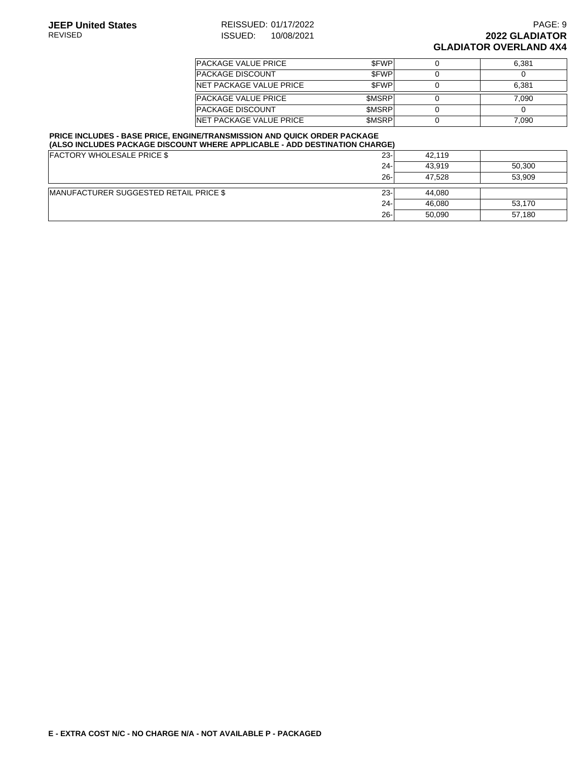| | | | |
|---|---|---|---|
| PACKAGE VALUE PRICE | $FWP | 0 | 6,381 |
| PACKAGE DISCOUNT | $FWP | 0 | 0 |
| NET PACKAGE VALUE PRICE | $FWP | 0 | 6,381 |
| PACKAGE VALUE PRICE | $MSRP | 0 | 7,090 |
| PACKAGE DISCOUNT | $MSRP | 0 | 0 |
| NET PACKAGE VALUE PRICE | $MSRP | 0 | 7,090 |

**PRICE INCLUDES - BASE PRICE, ENGINE/TRANSMISSION AND QUICK ORDER PACKAGE (ALSO INCLUDES PACKAGE DISCOUNT WHERE APPLICABLE - ADD DESTINATION CHARGE)**

| | | | |
|---|---|---|---|
| FACTORY WHOLESALE PRICE $ | 23- | 42,119 | |
| | 24- | 43,919 | 50,300 |
| | 26- | 47,528 | 53,909 |
| MANUFACTURER SUGGESTED RETAIL PRICE $ | 23- | 44,080 | |
| | 24- | 46,080 | 53,170 |
| | 26- | 50,090 | 57,180 |

**E - EXTRA COST N/C - NO CHARGE N/A - NOT AVAILABLE P - PACKAGED**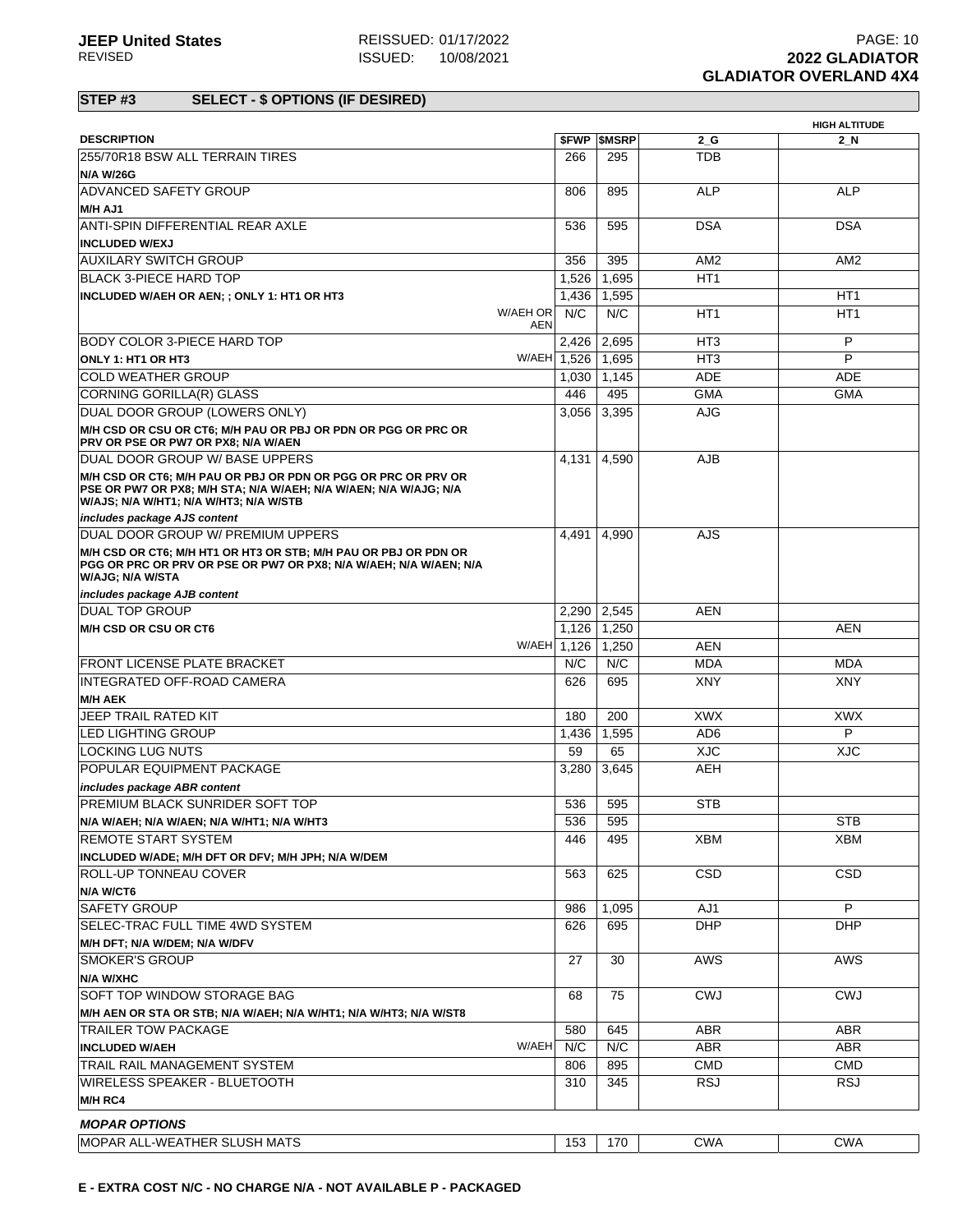**JEEP United States** REVISED — REISSUED: 01/17/2022 ISSUED: 10/08/2021 — **2022 GLADIATOR GLADIATOR OVERLAND 4X4**

## STEP #3 SELECT - $ OPTIONS (IF DESIRED)

| DESCRIPTION | | $FWP | $MSRP | 2_G | HIGH ALTITUDE 2_N |
|---|---|---|---|---|---|
| 255/70R18 BSW ALL TERRAIN TIRES | | 266 | 295 | TDB | |
| **N/A W/26G** | | | | | |
| ADVANCED SAFETY GROUP | | 806 | 895 | ALP | ALP |
| **M/H AJ1** | | | | | |
| ANTI-SPIN DIFFERENTIAL REAR AXLE | | 536 | 595 | DSA | DSA |
| **INCLUDED W/EXJ** | | | | | |
| AUXILARY SWITCH GROUP | | 356 | 395 | AM2 | AM2 |
| BLACK 3-PIECE HARD TOP | | 1,526 | 1,695 | HT1 | |
| **INCLUDED W/AEH OR AEN; ; ONLY 1: HT1 OR HT3** | | 1,436 | 1,595 | | HT1 |
| | W/AEH OR AEN | N/C | N/C | HT1 | HT1 |
| BODY COLOR 3-PIECE HARD TOP | | 2,426 | 2,695 | HT3 | P |
| **ONLY 1: HT1 OR HT3** | W/AEH | 1,526 | 1,695 | HT3 | P |
| COLD WEATHER GROUP | | 1,030 | 1,145 | ADE | ADE |
| CORNING GORILLA(R) GLASS | | 446 | 495 | GMA | GMA |
| DUAL DOOR GROUP (LOWERS ONLY) | | 3,056 | 3,395 | AJG | |
| **M/H CSD OR CSU OR CT6; M/H PAU OR PBJ OR PDN OR PGG OR PRC OR PRV OR PSE OR PW7 OR PX8; N/A W/AEN** | | | | | |
| DUAL DOOR GROUP W/ BASE UPPERS | | 4,131 | 4,590 | AJB | |
| **M/H CSD OR CT6; M/H PAU OR PBJ OR PDN OR PGG OR PRC OR PRV OR PSE OR PW7 OR PX8; M/H STA; N/A W/AEH; N/A W/AEN; N/A W/AJG; N/A W/AJS; N/A W/HT1; N/A W/HT3; N/A W/STB** | | | | | |
| *includes package AJS content* | | | | | |
| DUAL DOOR GROUP W/ PREMIUM UPPERS | | 4,491 | 4,990 | AJS | |
| **M/H CSD OR CT6; M/H HT1 OR HT3 OR STB; M/H PAU OR PBJ OR PDN OR PGG OR PRC OR PRV OR PSE OR PW7 OR PX8; N/A W/AEH; N/A W/AEN; N/A W/AJG; N/A W/STA** | | | | | |
| *includes package AJB content* | | | | | |
| DUAL TOP GROUP | | 2,290 | 2,545 | AEN | |
| **M/H CSD OR CSU OR CT6** | | 1,126 | 1,250 | | AEN |
| | W/AEH | 1,126 | 1,250 | AEN | |
| FRONT LICENSE PLATE BRACKET | | N/C | N/C | MDA | MDA |
| INTEGRATED OFF-ROAD CAMERA | | 626 | 695 | XNY | XNY |
| **M/H AEK** | | | | | |
| JEEP TRAIL RATED KIT | | 180 | 200 | XWX | XWX |
| LED LIGHTING GROUP | | 1,436 | 1,595 | AD6 | P |
| LOCKING LUG NUTS | | 59 | 65 | XJC | XJC |
| POPULAR EQUIPMENT PACKAGE | | 3,280 | 3,645 | AEH | |
| *includes package ABR content* | | | | | |
| PREMIUM BLACK SUNRIDER SOFT TOP | | 536 | 595 | STB | |
| **N/A W/AEH; N/A W/AEN; N/A W/HT1; N/A W/HT3** | | 536 | 595 | | STB |
| REMOTE START SYSTEM | | 446 | 495 | XBM | XBM |
| **INCLUDED W/ADE; M/H DFT OR DFV; M/H JPH; N/A W/DEM** | | | | | |
| ROLL-UP TONNEAU COVER | | 563 | 625 | CSD | CSD |
| **N/A W/CT6** | | | | | |
| SAFETY GROUP | | 986 | 1,095 | AJ1 | P |
| SELEC-TRAC FULL TIME 4WD SYSTEM | | 626 | 695 | DHP | DHP |
| **M/H DFT; N/A W/DEM; N/A W/DFV** | | | | | |
| SMOKER'S GROUP | | 27 | 30 | AWS | AWS |
| **N/A W/XHC** | | | | | |
| SOFT TOP WINDOW STORAGE BAG | | 68 | 75 | CWJ | CWJ |
| **M/H AEN OR STA OR STB; N/A W/AEH; N/A W/HT1; N/A W/HT3; N/A W/ST8** | | | | | |
| TRAILER TOW PACKAGE | | 580 | 645 | ABR | ABR |
| **INCLUDED W/AEH** | W/AEH | N/C | N/C | ABR | ABR |
| TRAIL RAIL MANAGEMENT SYSTEM | | 806 | 895 | CMD | CMD |
| WIRELESS SPEAKER - BLUETOOTH | | 310 | 345 | RSJ | RSJ |
| **M/H RC4** | | | | | |
| ***MOPAR OPTIONS*** | | | | | |
| MOPAR ALL-WEATHER SLUSH MATS | | 153 | 170 | CWA | CWA |

**E - EXTRA COST N/C - NO CHARGE N/A - NOT AVAILABLE P - PACKAGED**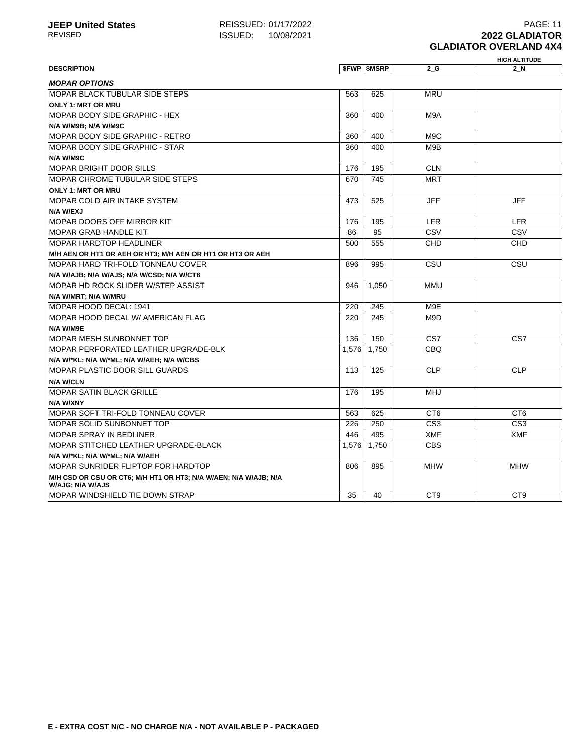**JEEP United States**
REVISED

REISSUED: 01/17/2022
ISSUED: 10/08/2021

**2022 GLADIATOR**
**GLADIATOR OVERLAND 4X4**

| DESCRIPTION | $FWP | $MSRP | 2_G | HIGH ALTITUDE 2_N |
|---|---|---|---|---|
| ***MOPAR OPTIONS*** | | | | |
| MOPAR BLACK TUBULAR SIDE STEPS | 563 | 625 | MRU | |
| **ONLY 1: MRT OR MRU** | | | | |
| MOPAR BODY SIDE GRAPHIC - HEX | 360 | 400 | M9A | |
| **N/A W/M9B; N/A W/M9C** | | | | |
| MOPAR BODY SIDE GRAPHIC - RETRO | 360 | 400 | M9C | |
| MOPAR BODY SIDE GRAPHIC - STAR | 360 | 400 | M9B | |
| **N/A W/M9C** | | | | |
| MOPAR BRIGHT DOOR SILLS | 176 | 195 | CLN | |
| MOPAR CHROME TUBULAR SIDE STEPS | 670 | 745 | MRT | |
| **ONLY 1: MRT OR MRU** | | | | |
| MOPAR COLD AIR INTAKE SYSTEM | 473 | 525 | JFF | JFF |
| **N/A W/EXJ** | | | | |
| MOPAR DOORS OFF MIRROR KIT | 176 | 195 | LFR | LFR |
| MOPAR GRAB HANDLE KIT | 86 | 95 | CSV | CSV |
| MOPAR HARDTOP HEADLINER | 500 | 555 | CHD | CHD |
| **M/H AEN OR HT1 OR AEH OR HT3; M/H AEN OR HT1 OR HT3 OR AEH** | | | | |
| MOPAR HARD TRI-FOLD TONNEAU COVER | 896 | 995 | CSU | CSU |
| **N/A W/AJB; N/A W/AJS; N/A W/CSD; N/A W/CT6** | | | | |
| MOPAR HD ROCK SLIDER W/STEP ASSIST | 946 | 1,050 | MMU | |
| **N/A W/MRT; N/A W/MRU** | | | | |
| MOPAR HOOD DECAL: 1941 | 220 | 245 | M9E | |
| MOPAR HOOD DECAL W/ AMERICAN FLAG | 220 | 245 | M9D | |
| **N/A W/M9E** | | | | |
| MOPAR MESH SUNBONNET TOP | 136 | 150 | CS7 | CS7 |
| MOPAR PERFORATED LEATHER UPGRADE-BLK | 1,576 | 1,750 | CBQ | |
| **N/A W/*KL; N/A W/*ML; N/A W/AEH; N/A W/CBS** | | | | |
| MOPAR PLASTIC DOOR SILL GUARDS | 113 | 125 | CLP | CLP |
| **N/A W/CLN** | | | | |
| MOPAR SATIN BLACK GRILLE | 176 | 195 | MHJ | |
| **N/A W/XNY** | | | | |
| MOPAR SOFT TRI-FOLD TONNEAU COVER | 563 | 625 | CT6 | CT6 |
| MOPAR SOLID SUNBONNET TOP | 226 | 250 | CS3 | CS3 |
| MOPAR SPRAY IN BEDLINER | 446 | 495 | XMF | XMF |
| MOPAR STITCHED LEATHER UPGRADE-BLACK | 1,576 | 1,750 | CBS | |
| **N/A W/*KL; N/A W/*ML; N/A W/AEH** | | | | |
| MOPAR SUNRIDER FLIPTOP FOR HARDTOP | 806 | 895 | MHW | MHW |
| **M/H CSD OR CSU OR CT6; M/H HT1 OR HT3; N/A W/AEN; N/A W/AJB; N/A W/AJG; N/A W/AJS** | | | | |
| MOPAR WINDSHIELD TIE DOWN STRAP | 35 | 40 | CT9 | CT9 |

**E - EXTRA COST N/C - NO CHARGE N/A - NOT AVAILABLE P - PACKAGED**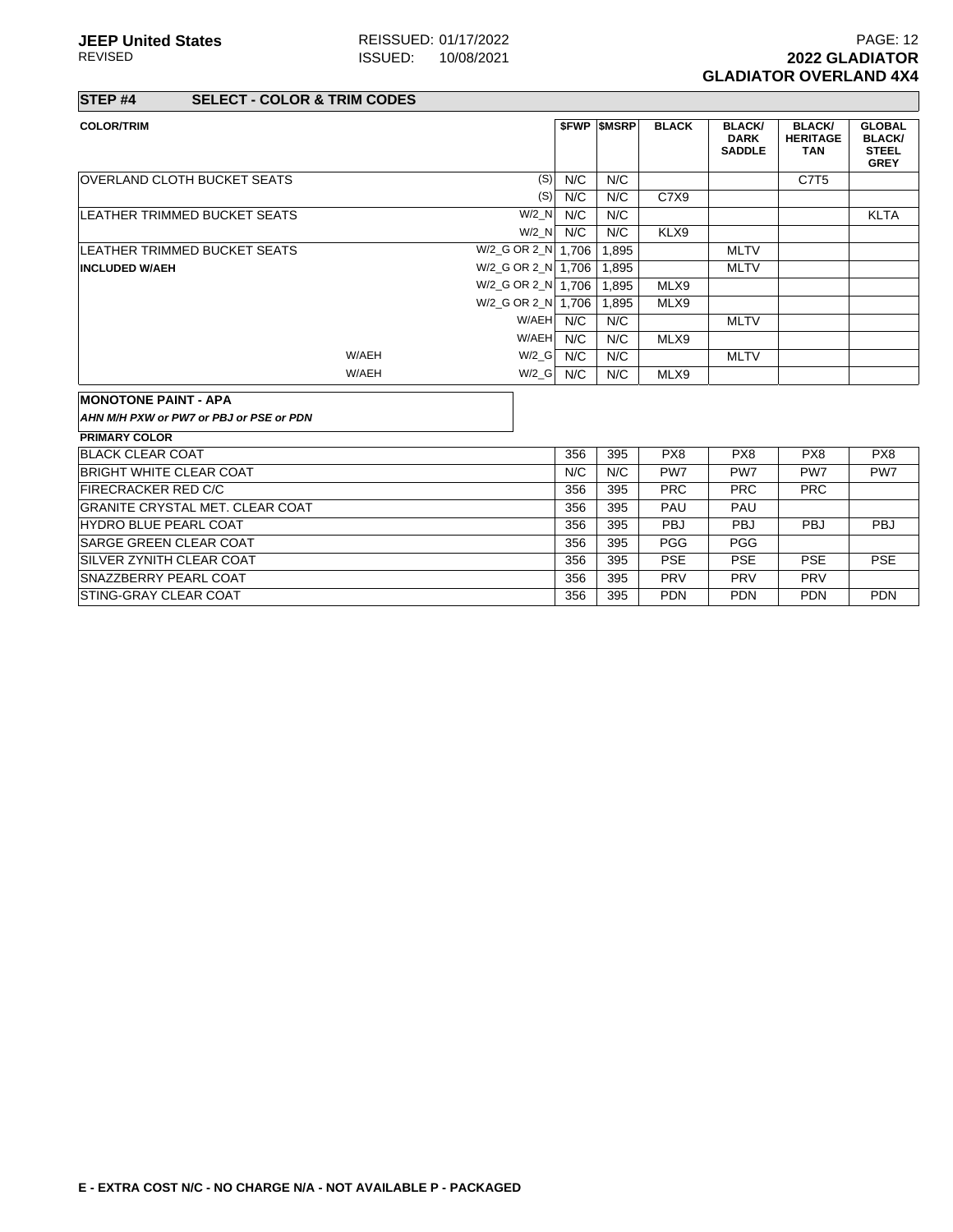## STEP #4 SELECT - COLOR & TRIM CODES

| COLOR/TRIM | | | $FWP | $MSRP | BLACK | BLACK/ DARK SADDLE | BLACK/ HERITAGE TAN | GLOBAL BLACK/ STEEL GREY |
|---|---|---|---|---|---|---|---|---|
| OVERLAND CLOTH BUCKET SEATS | | (S) | N/C | N/C | | | C7T5 | |
| | | (S) | N/C | N/C | C7X9 | | | |
| LEATHER TRIMMED BUCKET SEATS | | W/2_N | N/C | N/C | | | | KLTA |
| | | W/2_N | N/C | N/C | KLX9 | | | |
| LEATHER TRIMMED BUCKET SEATS | | W/2_G OR 2_N | 1,706 | 1,895 | | MLTV | | |
| **INCLUDED W/AEH** | | W/2_G OR 2_N | 1,706 | 1,895 | | MLTV | | |
| | | W/2_G OR 2_N | 1,706 | 1,895 | MLX9 | | | |
| | | W/2_G OR 2_N | 1,706 | 1,895 | MLX9 | | | |
| | | W/AEH | N/C | N/C | | MLTV | | |
| | | W/AEH | N/C | N/C | MLX9 | | | |
| | W/AEH | W/2_G | N/C | N/C | | MLTV | | |
| | W/AEH | W/2_G | N/C | N/C | MLX9 | | | |

**MONOTONE PAINT - APA**

***AHN M/H PXW or PW7 or PBJ or PSE or PDN***

| PRIMARY COLOR | $FWP | $MSRP | BLACK | BLACK/ DARK SADDLE | BLACK/ HERITAGE TAN | GLOBAL BLACK/ STEEL GREY |
|---|---|---|---|---|---|---|
| BLACK CLEAR COAT | 356 | 395 | PX8 | PX8 | PX8 | PX8 |
| BRIGHT WHITE CLEAR COAT | N/C | N/C | PW7 | PW7 | PW7 | PW7 |
| FIRECRACKER RED C/C | 356 | 395 | PRC | PRC | PRC | |
| GRANITE CRYSTAL MET. CLEAR COAT | 356 | 395 | PAU | PAU | | |
| HYDRO BLUE PEARL COAT | 356 | 395 | PBJ | PBJ | PBJ | PBJ |
| SARGE GREEN CLEAR COAT | 356 | 395 | PGG | PGG | | |
| SILVER ZYNITH CLEAR COAT | 356 | 395 | PSE | PSE | PSE | PSE |
| SNAZZBERRY PEARL COAT | 356 | 395 | PRV | PRV | PRV | |
| STING-GRAY CLEAR COAT | 356 | 395 | PDN | PDN | PDN | PDN |

**E - EXTRA COST N/C - NO CHARGE N/A - NOT AVAILABLE P - PACKAGED**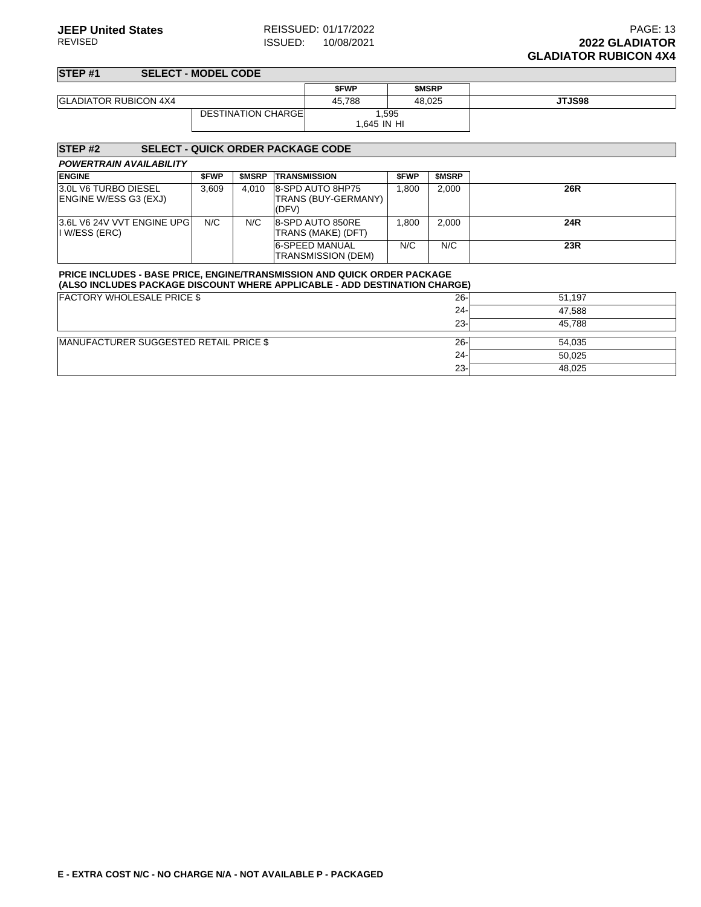## STEP #1 SELECT - MODEL CODE

| | | $FWP | $MSRP | |
|---|---|---|---|---|
| GLADIATOR RUBICON 4X4 | | 45,788 | 48,025 | **JTJS98** |
| | DESTINATION CHARGE | 1,595<br>1,645 IN HI | | |

## STEP #2 SELECT - QUICK ORDER PACKAGE CODE

***POWERTRAIN AVAILABILITY***

| ENGINE | $FWP | $MSRP | TRANSMISSION | $FWP | $MSRP | |
|---|---|---|---|---|---|---|
| 3.0L V6 TURBO DIESEL ENGINE W/ESS G3 (EXJ) | 3,609 | 4,010 | 8-SPD AUTO 8HP75 TRANS (BUY-GERMANY) (DFV) | 1,800 | 2,000 | **26R** |
| 3.6L V6 24V VVT ENGINE UPG I W/ESS (ERC) | N/C | N/C | 8-SPD AUTO 850RE TRANS (MAKE) (DFT) | 1,800 | 2,000 | **24R** |
| | | | 6-SPEED MANUAL TRANSMISSION (DEM) | N/C | N/C | **23R** |

**PRICE INCLUDES - BASE PRICE, ENGINE/TRANSMISSION AND QUICK ORDER PACKAGE**
**(ALSO INCLUDES PACKAGE DISCOUNT WHERE APPLICABLE - ADD DESTINATION CHARGE)**

| | | |
|---|---|---|
| FACTORY WHOLESALE PRICE $ | 26- | 51,197 |
| | 24- | 47,588 |
| | 23- | 45,788 |
| MANUFACTURER SUGGESTED RETAIL PRICE $ | 26- | 54,035 |
| | 24- | 50,025 |
| | 23- | 48,025 |

**E - EXTRA COST N/C - NO CHARGE N/A - NOT AVAILABLE P - PACKAGED**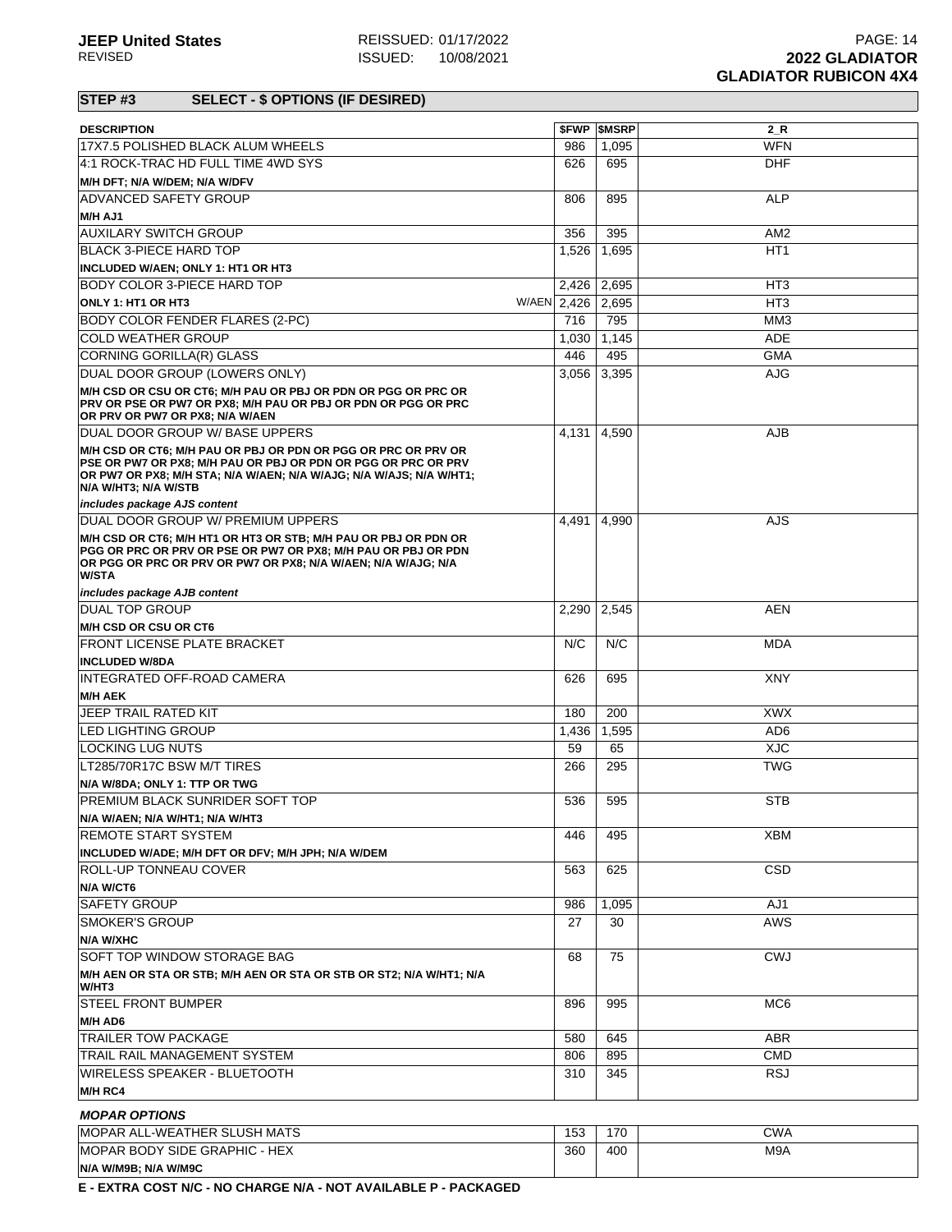## STEP #3 SELECT - $ OPTIONS (IF DESIRED)

| DESCRIPTION | $FWP | $MSRP | 2_R |
|---|---|---|---|
| 17X7.5 POLISHED BLACK ALUM WHEELS | 986 | 1,095 | WFN |
| 4:1 ROCK-TRAC HD FULL TIME 4WD SYS | 626 | 695 | DHF |
| **M/H DFT; N/A W/DEM; N/A W/DFV** | | | |
| ADVANCED SAFETY GROUP | 806 | 895 | ALP |
| **M/H AJ1** | | | |
| AUXILARY SWITCH GROUP | 356 | 395 | AM2 |
| BLACK 3-PIECE HARD TOP | 1,526 | 1,695 | HT1 |
| **INCLUDED W/AEN; ONLY 1: HT1 OR HT3** | | | |
| BODY COLOR 3-PIECE HARD TOP | 2,426 | 2,695 | HT3 |
| **ONLY 1: HT1 OR HT3** W/AEN | 2,426 | 2,695 | HT3 |
| BODY COLOR FENDER FLARES (2-PC) | 716 | 795 | MM3 |
| COLD WEATHER GROUP | 1,030 | 1,145 | ADE |
| CORNING GORILLA(R) GLASS | 446 | 495 | GMA |
| DUAL DOOR GROUP (LOWERS ONLY) | 3,056 | 3,395 | AJG |
| **M/H CSD OR CSU OR CT6; M/H PAU OR PBJ OR PDN OR PGG OR PRC OR PRV OR PSE OR PW7 OR PX8; M/H PAU OR PBJ OR PDN OR PGG OR PRC OR PRV OR PW7 OR PX8; N/A W/AEN** | | | |
| DUAL DOOR GROUP W/ BASE UPPERS | 4,131 | 4,590 | AJB |
| **M/H CSD OR CT6; M/H PAU OR PBJ OR PDN OR PGG OR PRC OR PRV OR PSE OR PW7 OR PX8; M/H PAU OR PBJ OR PDN OR PGG OR PRC OR PRV OR PW7 OR PX8; M/H STA; N/A W/AEN; N/A W/AJG; N/A W/AJS; N/A W/HT1; N/A W/HT3; N/A W/STB** | | | |
| ***includes package AJS content*** | | | |
| DUAL DOOR GROUP W/ PREMIUM UPPERS | 4,491 | 4,990 | AJS |
| **M/H CSD OR CT6; M/H HT1 OR HT3 OR STB; M/H PAU OR PBJ OR PDN OR PGG OR PRC OR PRV OR PSE OR PW7 OR PX8; M/H PAU OR PBJ OR PDN OR PGG OR PRC OR PRV OR PW7 OR PX8; N/A W/AEN; N/A W/AJG; N/A W/STA** | | | |
| ***includes package AJB content*** | | | |
| DUAL TOP GROUP | 2,290 | 2,545 | AEN |
| **M/H CSD OR CSU OR CT6** | | | |
| FRONT LICENSE PLATE BRACKET | N/C | N/C | MDA |
| **INCLUDED W/8DA** | | | |
| INTEGRATED OFF-ROAD CAMERA | 626 | 695 | XNY |
| **M/H AEK** | | | |
| JEEP TRAIL RATED KIT | 180 | 200 | XWX |
| LED LIGHTING GROUP | 1,436 | 1,595 | AD6 |
| LOCKING LUG NUTS | 59 | 65 | XJC |
| LT285/70R17C BSW M/T TIRES | 266 | 295 | TWG |
| **N/A W/8DA; ONLY 1: TTP OR TWG** | | | |
| PREMIUM BLACK SUNRIDER SOFT TOP | 536 | 595 | STB |
| **N/A W/AEN; N/A W/HT1; N/A W/HT3** | | | |
| REMOTE START SYSTEM | 446 | 495 | XBM |
| **INCLUDED W/ADE; M/H DFT OR DFV; M/H JPH; N/A W/DEM** | | | |
| ROLL-UP TONNEAU COVER | 563 | 625 | CSD |
| **N/A W/CT6** | | | |
| SAFETY GROUP | 986 | 1,095 | AJ1 |
| SMOKER'S GROUP | 27 | 30 | AWS |
| **N/A W/XHC** | | | |
| SOFT TOP WINDOW STORAGE BAG | 68 | 75 | CWJ |
| **M/H AEN OR STA OR STB; M/H AEN OR STA OR STB OR ST2; N/A W/HT1; N/A W/HT3** | | | |
| STEEL FRONT BUMPER | 896 | 995 | MC6 |
| **M/H AD6** | | | |
| TRAILER TOW PACKAGE | 580 | 645 | ABR |
| TRAIL RAIL MANAGEMENT SYSTEM | 806 | 895 | CMD |
| WIRELESS SPEAKER - BLUETOOTH | 310 | 345 | RSJ |
| **M/H RC4** | | | |
| ***MOPAR OPTIONS*** | | | |
| MOPAR ALL-WEATHER SLUSH MATS | 153 | 170 | CWA |
| MOPAR BODY SIDE GRAPHIC - HEX | 360 | 400 | M9A |
| **N/A W/M9B; N/A W/M9C** | | | |

**E - EXTRA COST N/C - NO CHARGE N/A - NOT AVAILABLE P - PACKAGED**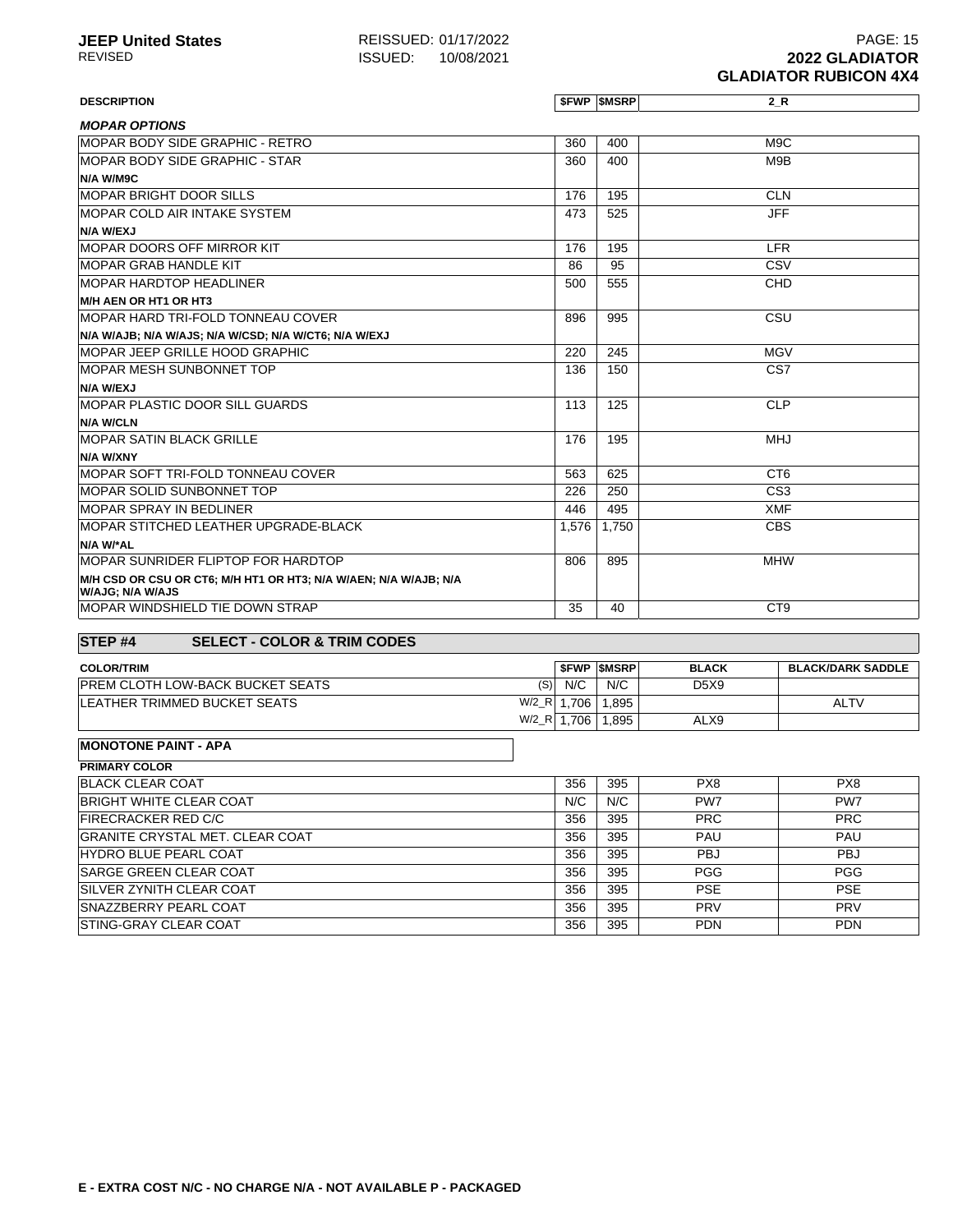| DESCRIPTION | $FWP | $MSRP | 2_R |
|---|---|---|---|
| ***MOPAR OPTIONS*** | | | |
| MOPAR BODY SIDE GRAPHIC - RETRO | 360 | 400 | M9C |
| MOPAR BODY SIDE GRAPHIC - STAR | 360 | 400 | M9B |
| **N/A W/M9C** | | | |
| MOPAR BRIGHT DOOR SILLS | 176 | 195 | CLN |
| MOPAR COLD AIR INTAKE SYSTEM | 473 | 525 | JFF |
| **N/A W/EXJ** | | | |
| MOPAR DOORS OFF MIRROR KIT | 176 | 195 | LFR |
| MOPAR GRAB HANDLE KIT | 86 | 95 | CSV |
| MOPAR HARDTOP HEADLINER | 500 | 555 | CHD |
| **M/H AEN OR HT1 OR HT3** | | | |
| MOPAR HARD TRI-FOLD TONNEAU COVER | 896 | 995 | CSU |
| **N/A W/AJB; N/A W/AJS; N/A W/CSD; N/A W/CT6; N/A W/EXJ** | | | |
| MOPAR JEEP GRILLE HOOD GRAPHIC | 220 | 245 | MGV |
| MOPAR MESH SUNBONNET TOP | 136 | 150 | CS7 |
| **N/A W/EXJ** | | | |
| MOPAR PLASTIC DOOR SILL GUARDS | 113 | 125 | CLP |
| **N/A W/CLN** | | | |
| MOPAR SATIN BLACK GRILLE | 176 | 195 | MHJ |
| **N/A W/XNY** | | | |
| MOPAR SOFT TRI-FOLD TONNEAU COVER | 563 | 625 | CT6 |
| MOPAR SOLID SUNBONNET TOP | 226 | 250 | CS3 |
| MOPAR SPRAY IN BEDLINER | 446 | 495 | XMF |
| MOPAR STITCHED LEATHER UPGRADE-BLACK | 1,576 | 1,750 | CBS |
| **N/A W/*AL** | | | |
| MOPAR SUNRIDER FLIPTOP FOR HARDTOP | 806 | 895 | MHW |
| **M/H CSD OR CSU OR CT6; M/H HT1 OR HT3; N/A W/AEN; N/A W/AJB; N/A W/AJG; N/A W/AJS** | | | |
| MOPAR WINDSHIELD TIE DOWN STRAP | 35 | 40 | CT9 |

## STEP #4 SELECT - COLOR & TRIM CODES

| COLOR/TRIM | | $FWP | $MSRP | BLACK | BLACK/DARK SADDLE |
|---|---|---|---|---|---|
| PREM CLOTH LOW-BACK BUCKET SEATS | (S) | N/C | N/C | D5X9 | |
| LEATHER TRIMMED BUCKET SEATS | W/2_R | 1,706 | 1,895 | | ALTV |
| | W/2_R | 1,706 | 1,895 | ALX9 | |

**MONOTONE PAINT - APA**

| PRIMARY COLOR | $FWP | $MSRP | BLACK | BLACK/DARK SADDLE |
|---|---|---|---|---|
| BLACK CLEAR COAT | 356 | 395 | PX8 | PX8 |
| BRIGHT WHITE CLEAR COAT | N/C | N/C | PW7 | PW7 |
| FIRECRACKER RED C/C | 356 | 395 | PRC | PRC |
| GRANITE CRYSTAL MET. CLEAR COAT | 356 | 395 | PAU | PAU |
| HYDRO BLUE PEARL COAT | 356 | 395 | PBJ | PBJ |
| SARGE GREEN CLEAR COAT | 356 | 395 | PGG | PGG |
| SILVER ZYNITH CLEAR COAT | 356 | 395 | PSE | PSE |
| SNAZZBERRY PEARL COAT | 356 | 395 | PRV | PRV |
| STING-GRAY CLEAR COAT | 356 | 395 | PDN | PDN |

**E - EXTRA COST N/C - NO CHARGE N/A - NOT AVAILABLE P - PACKAGED**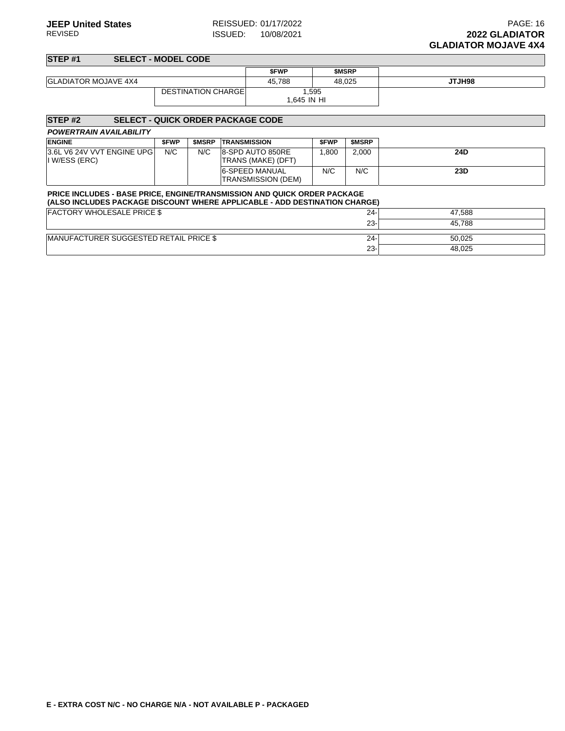**JEEP United States**
REVISED

REISSUED: 01/17/2022
ISSUED: 10/08/2021

**2022 GLADIATOR**
**GLADIATOR MOJAVE 4X4**

## STEP #1 SELECT - MODEL CODE

| | | $FWP | $MSRP | |
|---|---|---|---|---|
| GLADIATOR MOJAVE 4X4 | | 45,788 | 48,025 | **JTJH98** |
| | DESTINATION CHARGE | 1,595<br>1,645 IN HI | | |

## STEP #2 SELECT - QUICK ORDER PACKAGE CODE

***POWERTRAIN AVAILABILITY***

| ENGINE | $FWP | $MSRP | TRANSMISSION | $FWP | $MSRP | |
|---|---|---|---|---|---|---|
| 3.6L V6 24V VVT ENGINE UPG I W/ESS (ERC) | N/C | N/C | 8-SPD AUTO 850RE TRANS (MAKE) (DFT) | 1,800 | 2,000 | **24D** |
| | | | 6-SPEED MANUAL TRANSMISSION (DEM) | N/C | N/C | **23D** |

**PRICE INCLUDES - BASE PRICE, ENGINE/TRANSMISSION AND QUICK ORDER PACKAGE**
**(ALSO INCLUDES PACKAGE DISCOUNT WHERE APPLICABLE - ADD DESTINATION CHARGE)**

| | | |
|---|---|---|
| FACTORY WHOLESALE PRICE $ | 24- | 47,588 |
| | 23- | 45,788 |
| MANUFACTURER SUGGESTED RETAIL PRICE $ | 24- | 50,025 |
| | 23- | 48,025 |

**E - EXTRA COST N/C - NO CHARGE N/A - NOT AVAILABLE P - PACKAGED**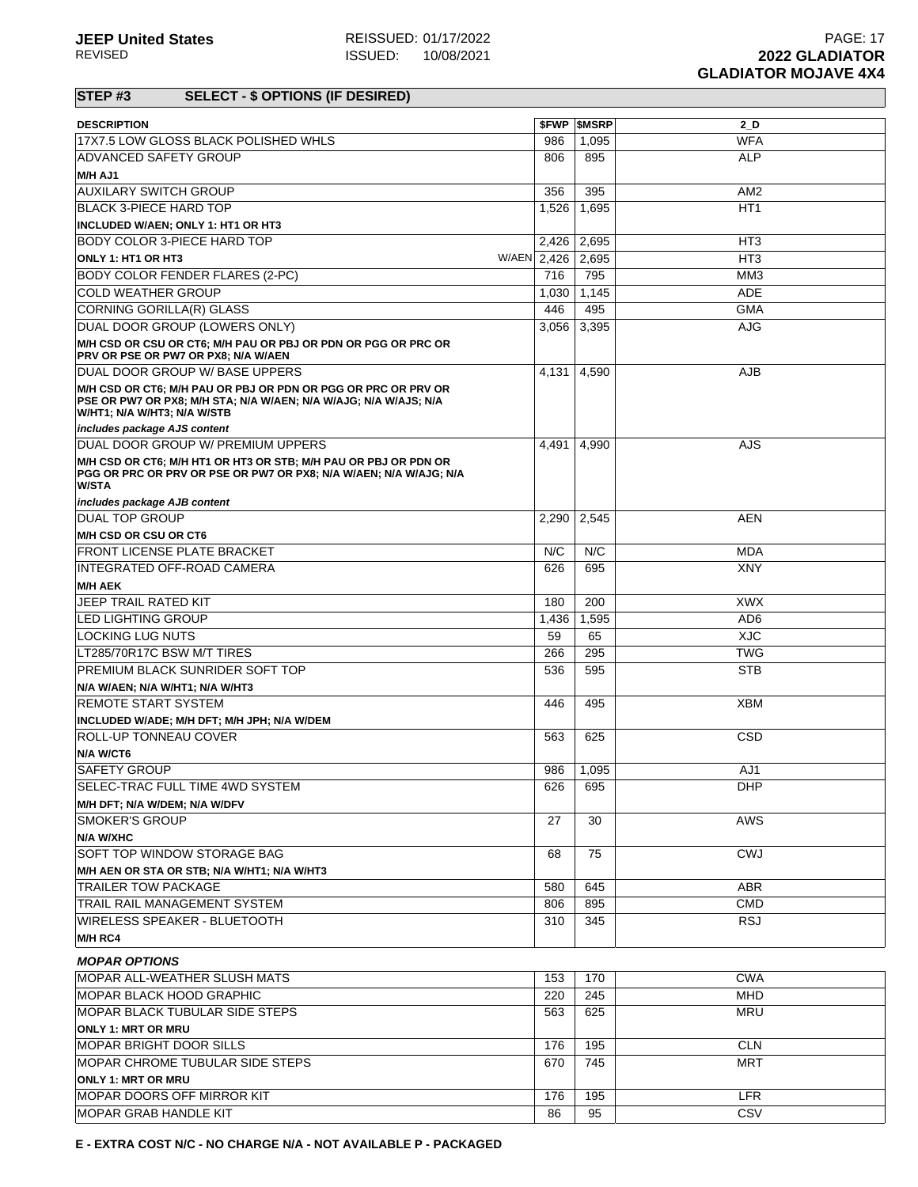**JEEP United States** REISSUED: 01/17/2022 **2022 GLADIATOR**
REVISED ISSUED: 10/08/2021 **GLADIATOR MOJAVE 4X4**

## STEP #3 SELECT - $ OPTIONS (IF DESIRED)

| DESCRIPTION | $FWP | $MSRP | 2_D |
|---|---|---|---|
| 17X7.5 LOW GLOSS BLACK POLISHED WHLS | 986 | 1,095 | WFA |
| ADVANCED SAFETY GROUP | 806 | 895 | ALP |
| **M/H AJ1** | | | |
| AUXILARY SWITCH GROUP | 356 | 395 | AM2 |
| BLACK 3-PIECE HARD TOP | 1,526 | 1,695 | HT1 |
| **INCLUDED W/AEN; ONLY 1: HT1 OR HT3** | | | |
| BODY COLOR 3-PIECE HARD TOP | 2,426 | 2,695 | HT3 |
| **ONLY 1: HT1 OR HT3** W/AEN | 2,426 | 2,695 | HT3 |
| BODY COLOR FENDER FLARES (2-PC) | 716 | 795 | MM3 |
| COLD WEATHER GROUP | 1,030 | 1,145 | ADE |
| CORNING GORILLA(R) GLASS | 446 | 495 | GMA |
| DUAL DOOR GROUP (LOWERS ONLY) | 3,056 | 3,395 | AJG |
| **M/H CSD OR CSU OR CT6; M/H PAU OR PBJ OR PDN OR PGG OR PRC OR PRV OR PSE OR PW7 OR PX8; N/A W/AEN** | | | |
| DUAL DOOR GROUP W/ BASE UPPERS | 4,131 | 4,590 | AJB |
| **M/H CSD OR CT6; M/H PAU OR PBJ OR PDN OR PGG OR PRC OR PRV OR PSE OR PW7 OR PX8; M/H STA; N/A W/AEN; N/A W/AJG; N/A W/AJS; N/A W/HT1; N/A W/HT3; N/A W/STB** | | | |
| *includes package AJS content* | | | |
| DUAL DOOR GROUP W/ PREMIUM UPPERS | 4,491 | 4,990 | AJS |
| **M/H CSD OR CT6; M/H HT1 OR HT3 OR STB; M/H PAU OR PBJ OR PDN OR PGG OR PRC OR PRV OR PSE OR PW7 OR PX8; N/A W/AEN; N/A W/AJG; N/A W/STA** | | | |
| *includes package AJB content* | | | |
| DUAL TOP GROUP | 2,290 | 2,545 | AEN |
| **M/H CSD OR CSU OR CT6** | | | |
| FRONT LICENSE PLATE BRACKET | N/C | N/C | MDA |
| INTEGRATED OFF-ROAD CAMERA | 626 | 695 | XNY |
| **M/H AEK** | | | |
| JEEP TRAIL RATED KIT | 180 | 200 | XWX |
| LED LIGHTING GROUP | 1,436 | 1,595 | AD6 |
| LOCKING LUG NUTS | 59 | 65 | XJC |
| LT285/70R17C BSW M/T TIRES | 266 | 295 | TWG |
| PREMIUM BLACK SUNRIDER SOFT TOP | 536 | 595 | STB |
| **N/A W/AEN; N/A W/HT1; N/A W/HT3** | | | |
| REMOTE START SYSTEM | 446 | 495 | XBM |
| **INCLUDED W/ADE; M/H DFT; M/H JPH; N/A W/DEM** | | | |
| ROLL-UP TONNEAU COVER | 563 | 625 | CSD |
| **N/A W/CT6** | | | |
| SAFETY GROUP | 986 | 1,095 | AJ1 |
| SELEC-TRAC FULL TIME 4WD SYSTEM | 626 | 695 | DHP |
| **M/H DFT; N/A W/DEM; N/A W/DFV** | | | |
| SMOKER'S GROUP | 27 | 30 | AWS |
| **N/A W/XHC** | | | |
| SOFT TOP WINDOW STORAGE BAG | 68 | 75 | CWJ |
| **M/H AEN OR STA OR STB; N/A W/HT1; N/A W/HT3** | | | |
| TRAILER TOW PACKAGE | 580 | 645 | ABR |
| TRAIL RAIL MANAGEMENT SYSTEM | 806 | 895 | CMD |
| WIRELESS SPEAKER - BLUETOOTH | 310 | 345 | RSJ |
| **M/H RC4** | | | |

***MOPAR OPTIONS***

| DESCRIPTION | $FWP | $MSRP | 2_D |
|---|---|---|---|
| MOPAR ALL-WEATHER SLUSH MATS | 153 | 170 | CWA |
| MOPAR BLACK HOOD GRAPHIC | 220 | 245 | MHD |
| MOPAR BLACK TUBULAR SIDE STEPS | 563 | 625 | MRU |
| **ONLY 1: MRT OR MRU** | | | |
| MOPAR BRIGHT DOOR SILLS | 176 | 195 | CLN |
| MOPAR CHROME TUBULAR SIDE STEPS | 670 | 745 | MRT |
| **ONLY 1: MRT OR MRU** | | | |
| MOPAR DOORS OFF MIRROR KIT | 176 | 195 | LFR |
| MOPAR GRAB HANDLE KIT | 86 | 95 | CSV |

**E - EXTRA COST N/C - NO CHARGE N/A - NOT AVAILABLE P - PACKAGED**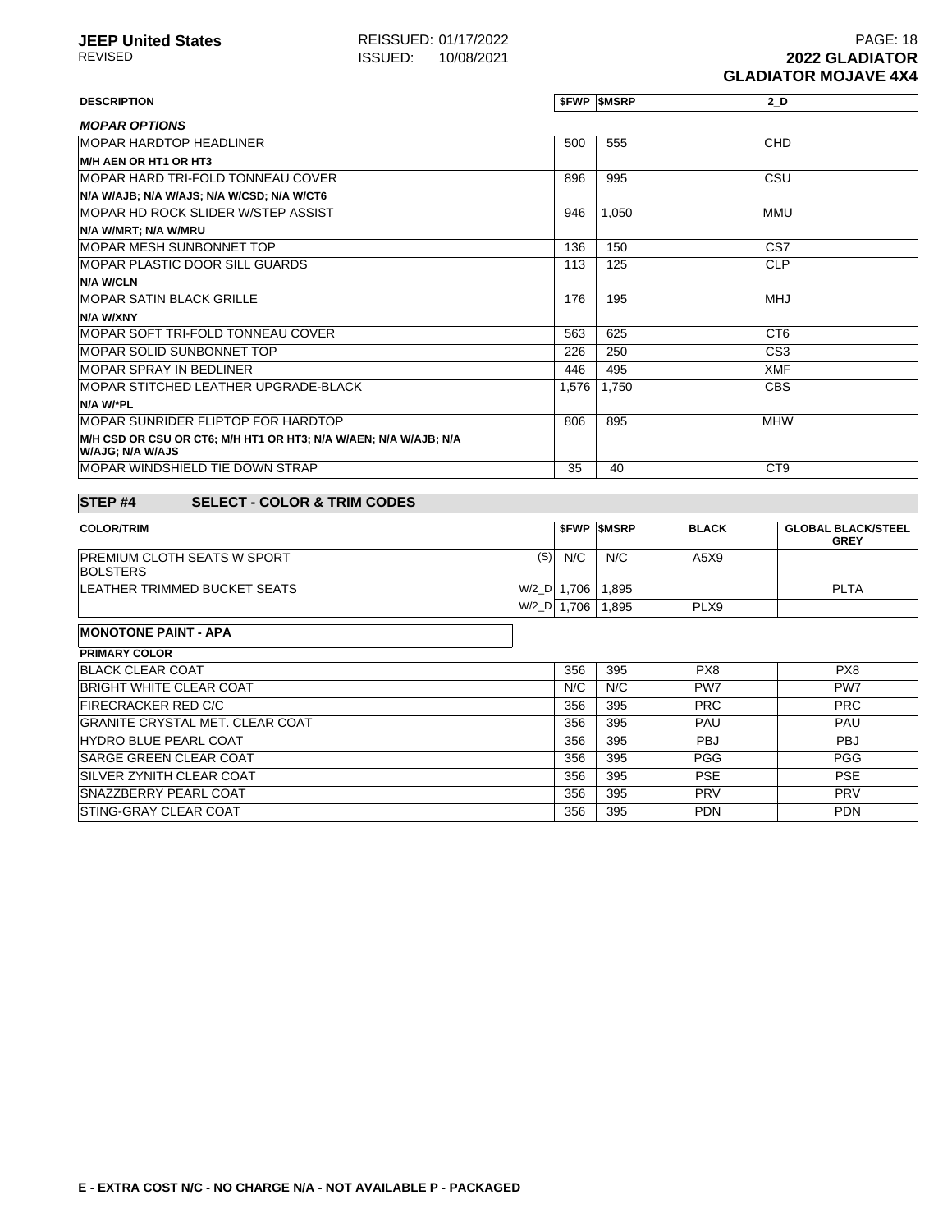| DESCRIPTION | $FWP | $MSRP | 2_D |
|---|---|---|---|
| ***MOPAR OPTIONS*** | | | |
| MOPAR HARDTOP HEADLINER | 500 | 555 | CHD |
| **M/H AEN OR HT1 OR HT3** | | | |
| MOPAR HARD TRI-FOLD TONNEAU COVER | 896 | 995 | CSU |
| **N/A W/AJB; N/A W/AJS; N/A W/CSD; N/A W/CT6** | | | |
| MOPAR HD ROCK SLIDER W/STEP ASSIST | 946 | 1,050 | MMU |
| **N/A W/MRT; N/A W/MRU** | | | |
| MOPAR MESH SUNBONNET TOP | 136 | 150 | CS7 |
| MOPAR PLASTIC DOOR SILL GUARDS | 113 | 125 | CLP |
| **N/A W/CLN** | | | |
| MOPAR SATIN BLACK GRILLE | 176 | 195 | MHJ |
| **N/A W/XNY** | | | |
| MOPAR SOFT TRI-FOLD TONNEAU COVER | 563 | 625 | CT6 |
| MOPAR SOLID SUNBONNET TOP | 226 | 250 | CS3 |
| MOPAR SPRAY IN BEDLINER | 446 | 495 | XMF |
| MOPAR STITCHED LEATHER UPGRADE-BLACK | 1,576 | 1,750 | CBS |
| **N/A W/*PL** | | | |
| MOPAR SUNRIDER FLIPTOP FOR HARDTOP | 806 | 895 | MHW |
| **M/H CSD OR CSU OR CT6; M/H HT1 OR HT3; N/A W/AEN; N/A W/AJB; N/A W/AJG; N/A W/AJS** | | | |
| MOPAR WINDSHIELD TIE DOWN STRAP | 35 | 40 | CT9 |

## STEP #4 SELECT - COLOR & TRIM CODES

| COLOR/TRIM | | $FWP | $MSRP | BLACK | GLOBAL BLACK/STEEL GREY |
|---|---|---|---|---|---|
| PREMIUM CLOTH SEATS W SPORT BOLSTERS | (S) | N/C | N/C | A5X9 | |
| LEATHER TRIMMED BUCKET SEATS | W/2_D | 1,706 | 1,895 | | PLTA |
| | W/2_D | 1,706 | 1,895 | PLX9 | |

**MONOTONE PAINT - APA**

| PRIMARY COLOR | $FWP | $MSRP | BLACK | GLOBAL BLACK/STEEL GREY |
|---|---|---|---|---|
| BLACK CLEAR COAT | 356 | 395 | PX8 | PX8 |
| BRIGHT WHITE CLEAR COAT | N/C | N/C | PW7 | PW7 |
| FIRECRACKER RED C/C | 356 | 395 | PRC | PRC |
| GRANITE CRYSTAL MET. CLEAR COAT | 356 | 395 | PAU | PAU |
| HYDRO BLUE PEARL COAT | 356 | 395 | PBJ | PBJ |
| SARGE GREEN CLEAR COAT | 356 | 395 | PGG | PGG |
| SILVER ZYNITH CLEAR COAT | 356 | 395 | PSE | PSE |
| SNAZZBERRY PEARL COAT | 356 | 395 | PRV | PRV |
| STING-GRAY CLEAR COAT | 356 | 395 | PDN | PDN |

**E - EXTRA COST N/C - NO CHARGE N/A - NOT AVAILABLE P - PACKAGED**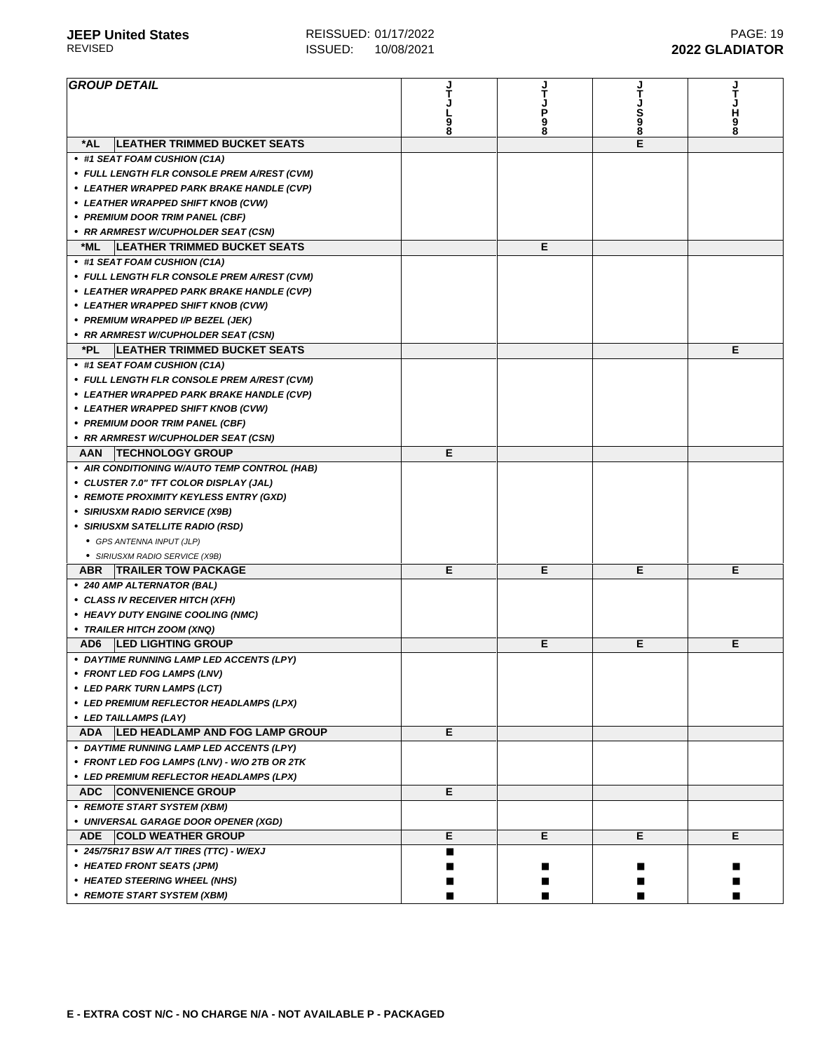| GROUP DETAIL | JTJL98 | JTJP98 | JTJS98 | JTJH98 |
|---|---|---|---|---|
| ***AL LEATHER TRIMMED BUCKET SEATS** | | | E | |
| • #1 SEAT FOAM CUSHION (C1A) | | | | |
| • FULL LENGTH FLR CONSOLE PREM A/REST (CVM) | | | | |
| • LEATHER WRAPPED PARK BRAKE HANDLE (CVP) | | | | |
| • LEATHER WRAPPED SHIFT KNOB (CVW) | | | | |
| • PREMIUM DOOR TRIM PANEL (CBF) | | | | |
| • RR ARMREST W/CUPHOLDER SEAT (CSN) | | | | |
| ***ML LEATHER TRIMMED BUCKET SEATS** | | E | | |
| • #1 SEAT FOAM CUSHION (C1A) | | | | |
| • FULL LENGTH FLR CONSOLE PREM A/REST (CVM) | | | | |
| • LEATHER WRAPPED PARK BRAKE HANDLE (CVP) | | | | |
| • LEATHER WRAPPED SHIFT KNOB (CVW) | | | | |
| • PREMIUM WRAPPED I/P BEZEL (JEK) | | | | |
| • RR ARMREST W/CUPHOLDER SEAT (CSN) | | | | |
| ***PL LEATHER TRIMMED BUCKET SEATS** | | | | E |
| • #1 SEAT FOAM CUSHION (C1A) | | | | |
| • FULL LENGTH FLR CONSOLE PREM A/REST (CVM) | | | | |
| • LEATHER WRAPPED PARK BRAKE HANDLE (CVP) | | | | |
| • LEATHER WRAPPED SHIFT KNOB (CVW) | | | | |
| • PREMIUM DOOR TRIM PANEL (CBF) | | | | |
| • RR ARMREST W/CUPHOLDER SEAT (CSN) | | | | |
| **AAN TECHNOLOGY GROUP** | E | | | |
| • AIR CONDITIONING W/AUTO TEMP CONTROL (HAB) | | | | |
| • CLUSTER 7.0" TFT COLOR DISPLAY (JAL) | | | | |
| • REMOTE PROXIMITY KEYLESS ENTRY (GXD) | | | | |
| • SIRIUSXM RADIO SERVICE (X9B) | | | | |
| • SIRIUSXM SATELLITE RADIO (RSD) | | | | |
| &nbsp;&nbsp;• GPS ANTENNA INPUT (JLP) | | | | |
| &nbsp;&nbsp;• SIRIUSXM RADIO SERVICE (X9B) | | | | |
| **ABR TRAILER TOW PACKAGE** | E | E | E | E |
| • 240 AMP ALTERNATOR (BAL) | | | | |
| • CLASS IV RECEIVER HITCH (XFH) | | | | |
| • HEAVY DUTY ENGINE COOLING (NMC) | | | | |
| • TRAILER HITCH ZOOM (XNQ) | | | | |
| **AD6 LED LIGHTING GROUP** | | E | E | E |
| • DAYTIME RUNNING LAMP LED ACCENTS (LPY) | | | | |
| • FRONT LED FOG LAMPS (LNV) | | | | |
| • LED PARK TURN LAMPS (LCT) | | | | |
| • LED PREMIUM REFLECTOR HEADLAMPS (LPX) | | | | |
| • LED TAILLAMPS (LAY) | | | | |
| **ADA LED HEADLAMP AND FOG LAMP GROUP** | E | | | |
| • DAYTIME RUNNING LAMP LED ACCENTS (LPY) | | | | |
| • FRONT LED FOG LAMPS (LNV) - W/O 2TB OR 2TK | | | | |
| • LED PREMIUM REFLECTOR HEADLAMPS (LPX) | | | | |
| **ADC CONVENIENCE GROUP** | E | | | |
| • REMOTE START SYSTEM (XBM) | | | | |
| • UNIVERSAL GARAGE DOOR OPENER (XGD) | | | | |
| **ADE COLD WEATHER GROUP** | E | E | E | E |
| • 245/75R17 BSW A/T TIRES (TTC) - W/EXJ | ■ | | | |
| • HEATED FRONT SEATS (JPM) | ■ | ■ | ■ | ■ |
| • HEATED STEERING WHEEL (NHS) | ■ | ■ | ■ | ■ |
| • REMOTE START SYSTEM (XBM) | ■ | ■ | ■ | ■ |

**E - EXTRA COST N/C - NO CHARGE N/A - NOT AVAILABLE P - PACKAGED**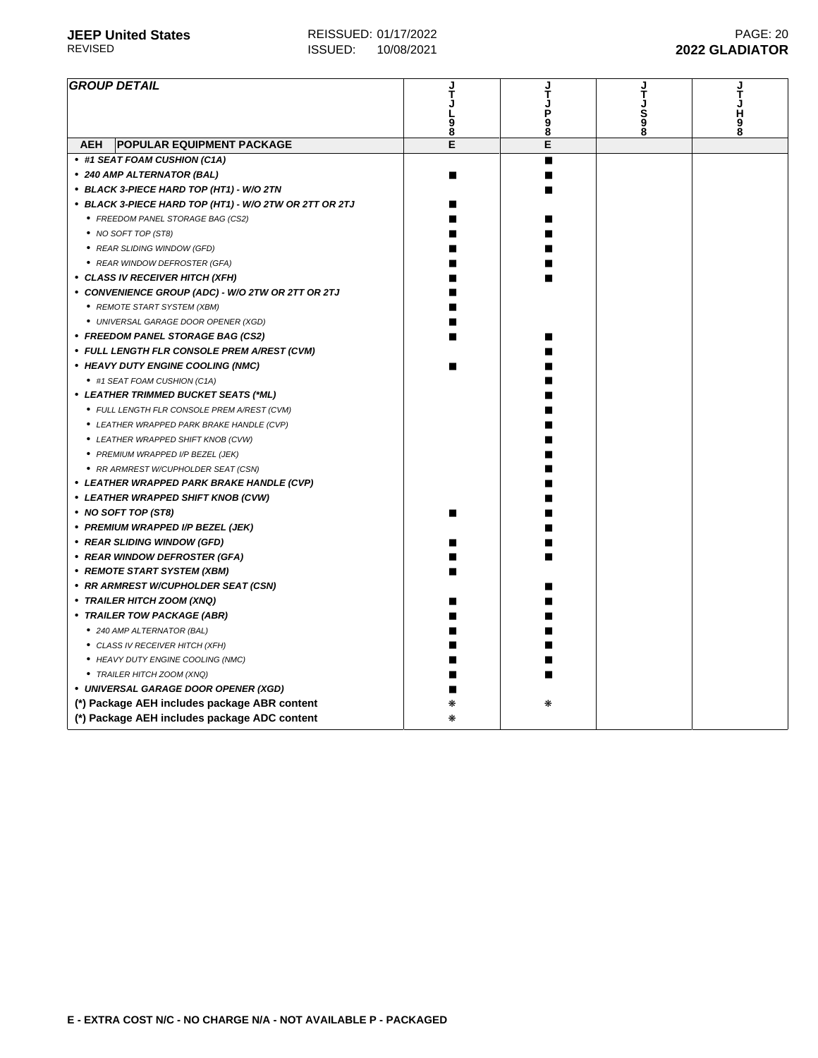| GROUP DETAIL | JTJL98 | JTJP98 | JTJS98 | JTJH98 |
|---|---|---|---|---|
| **AEH** **POPULAR EQUIPMENT PACKAGE** | E | E | | |
| • *#1 SEAT FOAM CUSHION (C1A)* | | ■ | | |
| • *240 AMP ALTERNATOR (BAL)* | ■ | ■ | | |
| • *BLACK 3-PIECE HARD TOP (HT1) - W/O 2TN* | | ■ | | |
| • *BLACK 3-PIECE HARD TOP (HT1) - W/O 2TW OR 2TT OR 2TJ* | ■ | | | |
| &nbsp;&nbsp;• *FREEDOM PANEL STORAGE BAG (CS2)* | ■ | ■ | | |
| &nbsp;&nbsp;• *NO SOFT TOP (ST8)* | ■ | ■ | | |
| &nbsp;&nbsp;• *REAR SLIDING WINDOW (GFD)* | ■ | ■ | | |
| &nbsp;&nbsp;• *REAR WINDOW DEFROSTER (GFA)* | ■ | ■ | | |
| • *CLASS IV RECEIVER HITCH (XFH)* | ■ | ■ | | |
| • *CONVENIENCE GROUP (ADC) - W/O 2TW OR 2TT OR 2TJ* | ■ | | | |
| &nbsp;&nbsp;• *REMOTE START SYSTEM (XBM)* | ■ | | | |
| &nbsp;&nbsp;• *UNIVERSAL GARAGE DOOR OPENER (XGD)* | ■ | | | |
| • *FREEDOM PANEL STORAGE BAG (CS2)* | ■ | ■ | | |
| • *FULL LENGTH FLR CONSOLE PREM A/REST (CVM)* | | ■ | | |
| • *HEAVY DUTY ENGINE COOLING (NMC)* | ■ | ■ | | |
| &nbsp;&nbsp;• *#1 SEAT FOAM CUSHION (C1A)* | | ■ | | |
| • *LEATHER TRIMMED BUCKET SEATS (*ML)* | | ■ | | |
| &nbsp;&nbsp;• *FULL LENGTH FLR CONSOLE PREM A/REST (CVM)* | | ■ | | |
| &nbsp;&nbsp;• *LEATHER WRAPPED PARK BRAKE HANDLE (CVP)* | | ■ | | |
| &nbsp;&nbsp;• *LEATHER WRAPPED SHIFT KNOB (CVW)* | | ■ | | |
| &nbsp;&nbsp;• *PREMIUM WRAPPED I/P BEZEL (JEK)* | | ■ | | |
| &nbsp;&nbsp;• *RR ARMREST W/CUPHOLDER SEAT (CSN)* | | ■ | | |
| • *LEATHER WRAPPED PARK BRAKE HANDLE (CVP)* | | ■ | | |
| • *LEATHER WRAPPED SHIFT KNOB (CVW)* | | ■ | | |
| • *NO SOFT TOP (ST8)* | ■ | ■ | | |
| • *PREMIUM WRAPPED I/P BEZEL (JEK)* | | ■ | | |
| • *REAR SLIDING WINDOW (GFD)* | ■ | ■ | | |
| • *REAR WINDOW DEFROSTER (GFA)* | ■ | ■ | | |
| • *REMOTE START SYSTEM (XBM)* | ■ | | | |
| • *RR ARMREST W/CUPHOLDER SEAT (CSN)* | | ■ | | |
| • *TRAILER HITCH ZOOM (XNQ)* | ■ | ■ | | |
| • *TRAILER TOW PACKAGE (ABR)* | ■ | ■ | | |
| &nbsp;&nbsp;• *240 AMP ALTERNATOR (BAL)* | ■ | ■ | | |
| &nbsp;&nbsp;• *CLASS IV RECEIVER HITCH (XFH)* | ■ | ■ | | |
| &nbsp;&nbsp;• *HEAVY DUTY ENGINE COOLING (NMC)* | ■ | ■ | | |
| &nbsp;&nbsp;• *TRAILER HITCH ZOOM (XNQ)* | ■ | ■ | | |
| • *UNIVERSAL GARAGE DOOR OPENER (XGD)* | ■ | | | |
| **(*) Package AEH includes package ABR content** | ❋ | ❋ | | |
| **(*) Package AEH includes package ADC content** | ❋ | | | |

**E - EXTRA COST N/C - NO CHARGE N/A - NOT AVAILABLE P - PACKAGED**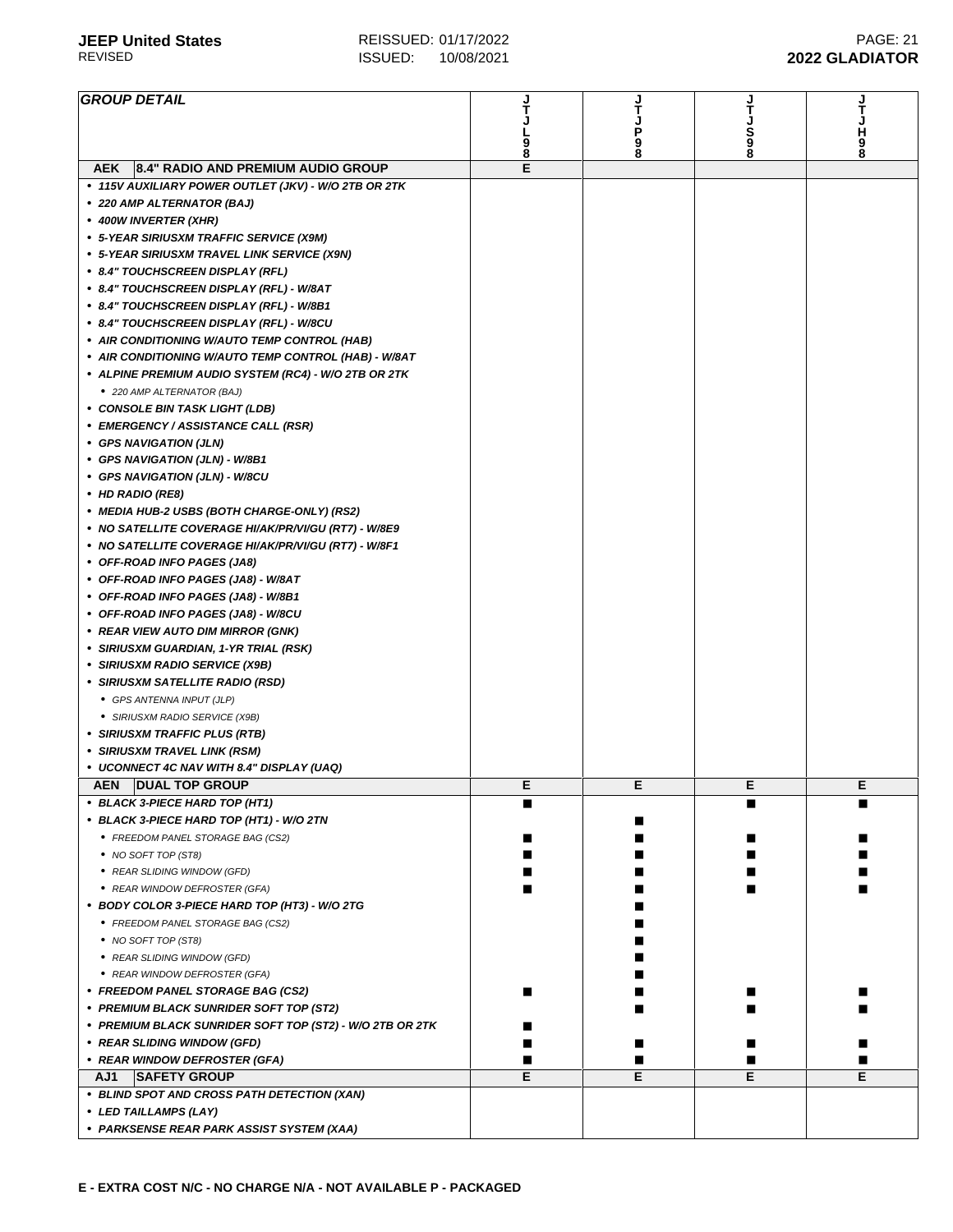| GROUP DETAIL | JTJL98 | JTJP98 | JTJS98 | JTJH98 |
|---|---|---|---|---|
| **AEK 8.4" RADIO AND PREMIUM AUDIO GROUP** | E | | | |
| • 115V AUXILIARY POWER OUTLET (JKV) - W/O 2TB OR 2TK | | | | |
| • 220 AMP ALTERNATOR (BAJ) | | | | |
| • 400W INVERTER (XHR) | | | | |
| • 5-YEAR SIRIUSXM TRAFFIC SERVICE (X9M) | | | | |
| • 5-YEAR SIRIUSXM TRAVEL LINK SERVICE (X9N) | | | | |
| • 8.4" TOUCHSCREEN DISPLAY (RFL) | | | | |
| • 8.4" TOUCHSCREEN DISPLAY (RFL) - W/8AT | | | | |
| • 8.4" TOUCHSCREEN DISPLAY (RFL) - W/8B1 | | | | |
| • 8.4" TOUCHSCREEN DISPLAY (RFL) - W/8CU | | | | |
| • AIR CONDITIONING W/AUTO TEMP CONTROL (HAB) | | | | |
| • AIR CONDITIONING W/AUTO TEMP CONTROL (HAB) - W/8AT | | | | |
| • ALPINE PREMIUM AUDIO SYSTEM (RC4) - W/O 2TB OR 2TK | | | | |
| &nbsp;&nbsp;• 220 AMP ALTERNATOR (BAJ) | | | | |
| • CONSOLE BIN TASK LIGHT (LDB) | | | | |
| • EMERGENCY / ASSISTANCE CALL (RSR) | | | | |
| • GPS NAVIGATION (JLN) | | | | |
| • GPS NAVIGATION (JLN) - W/8B1 | | | | |
| • GPS NAVIGATION (JLN) - W/8CU | | | | |
| • HD RADIO (RE8) | | | | |
| • MEDIA HUB-2 USBS (BOTH CHARGE-ONLY) (RS2) | | | | |
| • NO SATELLITE COVERAGE HI/AK/PR/VI/GU (RT7) - W/8E9 | | | | |
| • NO SATELLITE COVERAGE HI/AK/PR/VI/GU (RT7) - W/8F1 | | | | |
| • OFF-ROAD INFO PAGES (JA8) | | | | |
| • OFF-ROAD INFO PAGES (JA8) - W/8AT | | | | |
| • OFF-ROAD INFO PAGES (JA8) - W/8B1 | | | | |
| • OFF-ROAD INFO PAGES (JA8) - W/8CU | | | | |
| • REAR VIEW AUTO DIM MIRROR (GNK) | | | | |
| • SIRIUSXM GUARDIAN, 1-YR TRIAL (RSK) | | | | |
| • SIRIUSXM RADIO SERVICE (X9B) | | | | |
| • SIRIUSXM SATELLITE RADIO (RSD) | | | | |
| &nbsp;&nbsp;• GPS ANTENNA INPUT (JLP) | | | | |
| &nbsp;&nbsp;• SIRIUSXM RADIO SERVICE (X9B) | | | | |
| • SIRIUSXM TRAFFIC PLUS (RTB) | | | | |
| • SIRIUSXM TRAVEL LINK (RSM) | | | | |
| • UCONNECT 4C NAV WITH 8.4" DISPLAY (UAQ) | | | | |
| **AEN DUAL TOP GROUP** | E | E | E | E |
| • BLACK 3-PIECE HARD TOP (HT1) | ■ | | ■ | ■ |
| • BLACK 3-PIECE HARD TOP (HT1) - W/O 2TN | | ■ | | |
| &nbsp;&nbsp;• FREEDOM PANEL STORAGE BAG (CS2) | ■ | ■ | ■ | ■ |
| &nbsp;&nbsp;• NO SOFT TOP (ST8) | ■ | ■ | ■ | ■ |
| &nbsp;&nbsp;• REAR SLIDING WINDOW (GFD) | ■ | ■ | ■ | ■ |
| &nbsp;&nbsp;• REAR WINDOW DEFROSTER (GFA) | ■ | ■ | ■ | ■ |
| • BODY COLOR 3-PIECE HARD TOP (HT3) - W/O 2TG | | ■ | | |
| &nbsp;&nbsp;• FREEDOM PANEL STORAGE BAG (CS2) | | ■ | | |
| &nbsp;&nbsp;• NO SOFT TOP (ST8) | | ■ | | |
| &nbsp;&nbsp;• REAR SLIDING WINDOW (GFD) | | ■ | | |
| &nbsp;&nbsp;• REAR WINDOW DEFROSTER (GFA) | | ■ | | |
| • FREEDOM PANEL STORAGE BAG (CS2) | ■ | ■ | ■ | ■ |
| • PREMIUM BLACK SUNRIDER SOFT TOP (ST2) | | ■ | ■ | ■ |
| • PREMIUM BLACK SUNRIDER SOFT TOP (ST2) - W/O 2TB OR 2TK | ■ | | | |
| • REAR SLIDING WINDOW (GFD) | ■ | ■ | ■ | ■ |
| • REAR WINDOW DEFROSTER (GFA) | ■ | ■ | ■ | ■ |
| **AJ1 SAFETY GROUP** | E | E | E | E |
| • BLIND SPOT AND CROSS PATH DETECTION (XAN) | | | | |
| • LED TAILLAMPS (LAY) | | | | |
| • PARKSENSE REAR PARK ASSIST SYSTEM (XAA) | | | | |

**E - EXTRA COST N/C - NO CHARGE N/A - NOT AVAILABLE P - PACKAGED**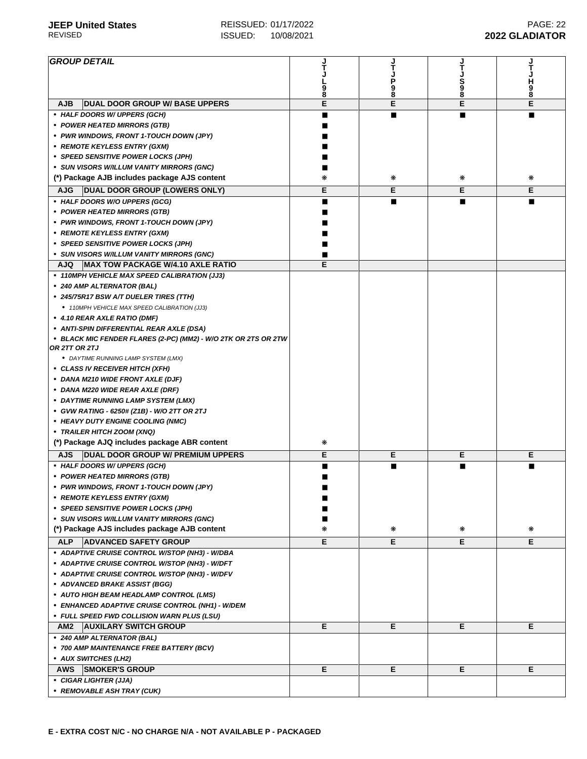| GROUP DETAIL | JTJL98 | JTJP98 | JTJS98 | JTJH98 |
|---|---|---|---|---|
| **AJB DUAL DOOR GROUP W/ BASE UPPERS** | E | E | E | E |
| • HALF DOORS W/ UPPERS (GCH) | ■ | ■ | ■ | ■ |
| • POWER HEATED MIRRORS (GTB) | ■ | | | |
| • PWR WINDOWS, FRONT 1-TOUCH DOWN (JPY) | ■ | | | |
| • REMOTE KEYLESS ENTRY (GXM) | ■ | | | |
| • SPEED SENSITIVE POWER LOCKS (JPH) | ■ | | | |
| • SUN VISORS W/ILLUM VANITY MIRRORS (GNC) | ■ | | | |
| (*) Package AJB includes package AJS content | ❋ | ❋ | ❋ | ❋ |
| **AJG DUAL DOOR GROUP (LOWERS ONLY)** | E | E | E | E |
| • HALF DOORS W/O UPPERS (GCG) | ■ | ■ | ■ | ■ |
| • POWER HEATED MIRRORS (GTB) | ■ | | | |
| • PWR WINDOWS, FRONT 1-TOUCH DOWN (JPY) | ■ | | | |
| • REMOTE KEYLESS ENTRY (GXM) | ■ | | | |
| • SPEED SENSITIVE POWER LOCKS (JPH) | ■ | | | |
| • SUN VISORS W/ILLUM VANITY MIRRORS (GNC) | ■ | | | |
| **AJQ MAX TOW PACKAGE W/4.10 AXLE RATIO** | E | | | |
| • 110MPH VEHICLE MAX SPEED CALIBRATION (JJ3) | | | | |
| • 240 AMP ALTERNATOR (BAL) | | | | |
| • 245/75R17 BSW A/T DUELER TIRES (TTH) | | | | |
| • 110MPH VEHICLE MAX SPEED CALIBRATION (JJ3) | | | | |
| • 4.10 REAR AXLE RATIO (DMF) | | | | |
| • ANTI-SPIN DIFFERENTIAL REAR AXLE (DSA) | | | | |
| • BLACK MIC FENDER FLARES (2-PC) (MM2) - W/O 2TK OR 2TS OR 2TW OR 2TT OR 2TJ | | | | |
| • DAYTIME RUNNING LAMP SYSTEM (LMX) | | | | |
| • CLASS IV RECEIVER HITCH (XFH) | | | | |
| • DANA M210 WIDE FRONT AXLE (DJF) | | | | |
| • DANA M220 WIDE REAR AXLE (DRF) | | | | |
| • DAYTIME RUNNING LAMP SYSTEM (LMX) | | | | |
| • GVW RATING - 6250# (Z1B) - W/O 2TT OR 2TJ | | | | |
| • HEAVY DUTY ENGINE COOLING (NMC) | | | | |
| • TRAILER HITCH ZOOM (XNQ) | | | | |
| (*) Package AJQ includes package ABR content | ❋ | | | |
| **AJS DUAL DOOR GROUP W/ PREMIUM UPPERS** | E | E | E | E |
| • HALF DOORS W/ UPPERS (GCH) | ■ | ■ | ■ | ■ |
| • POWER HEATED MIRRORS (GTB) | ■ | | | |
| • PWR WINDOWS, FRONT 1-TOUCH DOWN (JPY) | ■ | | | |
| • REMOTE KEYLESS ENTRY (GXM) | ■ | | | |
| • SPEED SENSITIVE POWER LOCKS (JPH) | ■ | | | |
| • SUN VISORS W/ILLUM VANITY MIRRORS (GNC) | ■ | | | |
| (*) Package AJS includes package AJB content | ❋ | ❋ | ❋ | ❋ |
| **ALP ADVANCED SAFETY GROUP** | E | E | E | E |
| • ADAPTIVE CRUISE CONTROL W/STOP (NH3) - W/DBA | | | | |
| • ADAPTIVE CRUISE CONTROL W/STOP (NH3) - W/DFT | | | | |
| • ADAPTIVE CRUISE CONTROL W/STOP (NH3) - W/DFV | | | | |
| • ADVANCED BRAKE ASSIST (BGG) | | | | |
| • AUTO HIGH BEAM HEADLAMP CONTROL (LMS) | | | | |
| • ENHANCED ADAPTIVE CRUISE CONTROL (NH1) - W/DEM | | | | |
| • FULL SPEED FWD COLLISION WARN PLUS (LSU) | | | | |
| **AM2 AUXILARY SWITCH GROUP** | E | E | E | E |
| • 240 AMP ALTERNATOR (BAL) | | | | |
| • 700 AMP MAINTENANCE FREE BATTERY (BCV) | | | | |
| • AUX SWITCHES (LH2) | | | | |
| **AWS SMOKER'S GROUP** | E | E | E | E |
| • CIGAR LIGHTER (JJA) | | | | |
| • REMOVABLE ASH TRAY (CUK) | | | | |

**E - EXTRA COST N/C - NO CHARGE N/A - NOT AVAILABLE P - PACKAGED**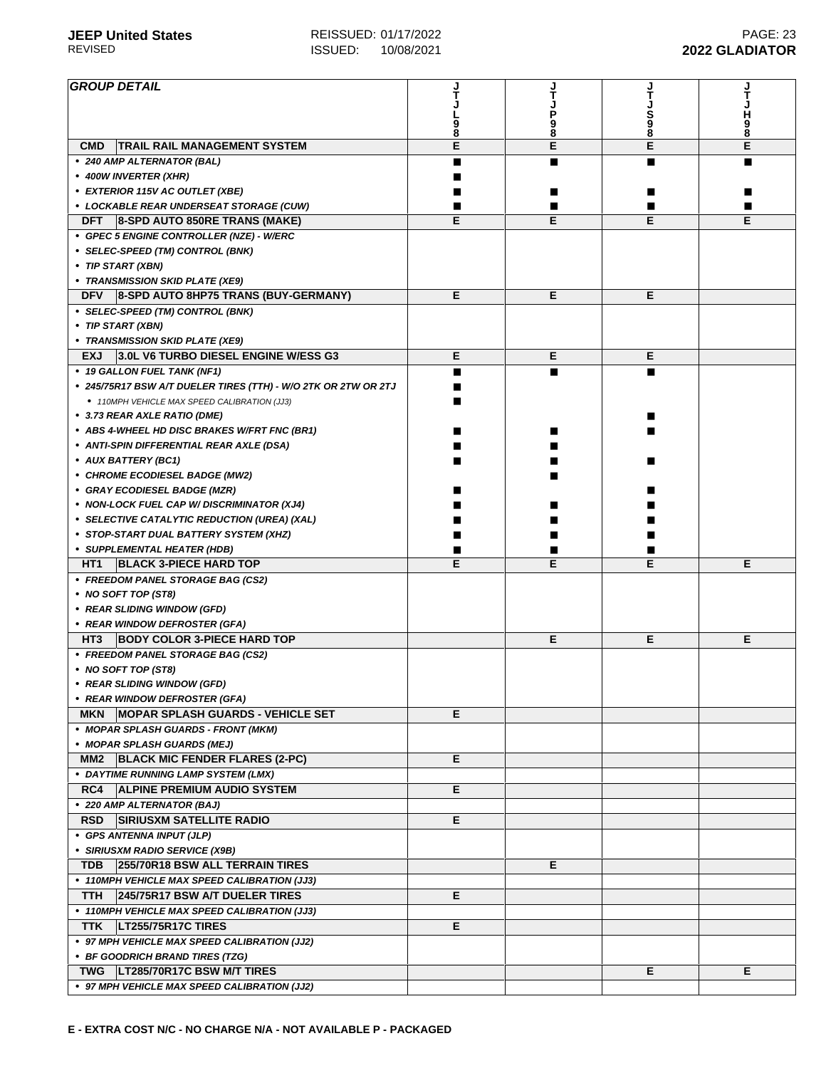| GROUP DETAIL | | JTJL98 | JTJP98 | JTJS98 | JTJH98 |
|---|---|---|---|---|---|
| **CMD** | **TRAIL RAIL MANAGEMENT SYSTEM** | E | E | E | E |
| • 240 AMP ALTERNATOR (BAL) | | ■ | ■ | ■ | ■ |
| • 400W INVERTER (XHR) | | ■ | | | |
| • EXTERIOR 115V AC OUTLET (XBE) | | ■ | ■ | ■ | ■ |
| • LOCKABLE REAR UNDERSEAT STORAGE (CUW) | | ■ | ■ | ■ | ■ |
| **DFT** | **8-SPD AUTO 850RE TRANS (MAKE)** | E | E | E | E |
| • GPEC 5 ENGINE CONTROLLER (NZE) - W/ERC | | | | | |
| • SELEC-SPEED (TM) CONTROL (BNK) | | | | | |
| • TIP START (XBN) | | | | | |
| • TRANSMISSION SKID PLATE (XE9) | | | | | |
| **DFV** | **8-SPD AUTO 8HP75 TRANS (BUY-GERMANY)** | E | E | E | |
| • SELEC-SPEED (TM) CONTROL (BNK) | | | | | |
| • TIP START (XBN) | | | | | |
| • TRANSMISSION SKID PLATE (XE9) | | | | | |
| **EXJ** | **3.0L V6 TURBO DIESEL ENGINE W/ESS G3** | E | E | E | |
| • 19 GALLON FUEL TANK (NF1) | | ■ | ■ | ■ | |
| • 245/75R17 BSW A/T DUELER TIRES (TTH) - W/O 2TK OR 2TW OR 2TJ | | ■ | | | |
| • 110MPH VEHICLE MAX SPEED CALIBRATION (JJ3) | | ■ | | | |
| • 3.73 REAR AXLE RATIO (DME) | | | | ■ | |
| • ABS 4-WHEEL HD DISC BRAKES W/FRT FNC (BR1) | | ■ | ■ | ■ | |
| • ANTI-SPIN DIFFERENTIAL REAR AXLE (DSA) | | ■ | ■ | | |
| • AUX BATTERY (BC1) | | ■ | ■ | ■ | |
| • CHROME ECODIESEL BADGE (MW2) | | | ■ | | |
| • GRAY ECODIESEL BADGE (MZR) | | ■ | | ■ | |
| • NON-LOCK FUEL CAP W/ DISCRIMINATOR (XJ4) | | ■ | ■ | ■ | |
| • SELECTIVE CATALYTIC REDUCTION (UREA) (XAL) | | ■ | ■ | ■ | |
| • STOP-START DUAL BATTERY SYSTEM (XHZ) | | ■ | ■ | ■ | |
| • SUPPLEMENTAL HEATER (HDB) | | ■ | ■ | ■ | |
| **HT1** | **BLACK 3-PIECE HARD TOP** | E | E | E | E |
| • FREEDOM PANEL STORAGE BAG (CS2) | | | | | |
| • NO SOFT TOP (ST8) | | | | | |
| • REAR SLIDING WINDOW (GFD) | | | | | |
| • REAR WINDOW DEFROSTER (GFA) | | | | | |
| **HT3** | **BODY COLOR 3-PIECE HARD TOP** | | E | E | E |
| • FREEDOM PANEL STORAGE BAG (CS2) | | | | | |
| • NO SOFT TOP (ST8) | | | | | |
| • REAR SLIDING WINDOW (GFD) | | | | | |
| • REAR WINDOW DEFROSTER (GFA) | | | | | |
| **MKN** | **MOPAR SPLASH GUARDS - VEHICLE SET** | E | | | |
| • MOPAR SPLASH GUARDS - FRONT (MKM) | | | | | |
| • MOPAR SPLASH GUARDS (MEJ) | | | | | |
| **MM2** | **BLACK MIC FENDER FLARES (2-PC)** | E | | | |
| • DAYTIME RUNNING LAMP SYSTEM (LMX) | | | | | |
| **RC4** | **ALPINE PREMIUM AUDIO SYSTEM** | E | | | |
| • 220 AMP ALTERNATOR (BAJ) | | | | | |
| **RSD** | **SIRIUSXM SATELLITE RADIO** | E | | | |
| • GPS ANTENNA INPUT (JLP) | | | | | |
| • SIRIUSXM RADIO SERVICE (X9B) | | | | | |
| **TDB** | **255/70R18 BSW ALL TERRAIN TIRES** | | E | | |
| • 110MPH VEHICLE MAX SPEED CALIBRATION (JJ3) | | | | | |
| **TTH** | **245/75R17 BSW A/T DUELER TIRES** | E | | | |
| • 110MPH VEHICLE MAX SPEED CALIBRATION (JJ3) | | | | | |
| **TTK** | **LT255/75R17C TIRES** | E | | | |
| • 97 MPH VEHICLE MAX SPEED CALIBRATION (JJ2) | | | | | |
| • BF GOODRICH BRAND TIRES (TZG) | | | | | |
| **TWG** | **LT285/70R17C BSW M/T TIRES** | | | E | E |
| • 97 MPH VEHICLE MAX SPEED CALIBRATION (JJ2) | | | | | |

**E - EXTRA COST N/C - NO CHARGE N/A - NOT AVAILABLE P - PACKAGED**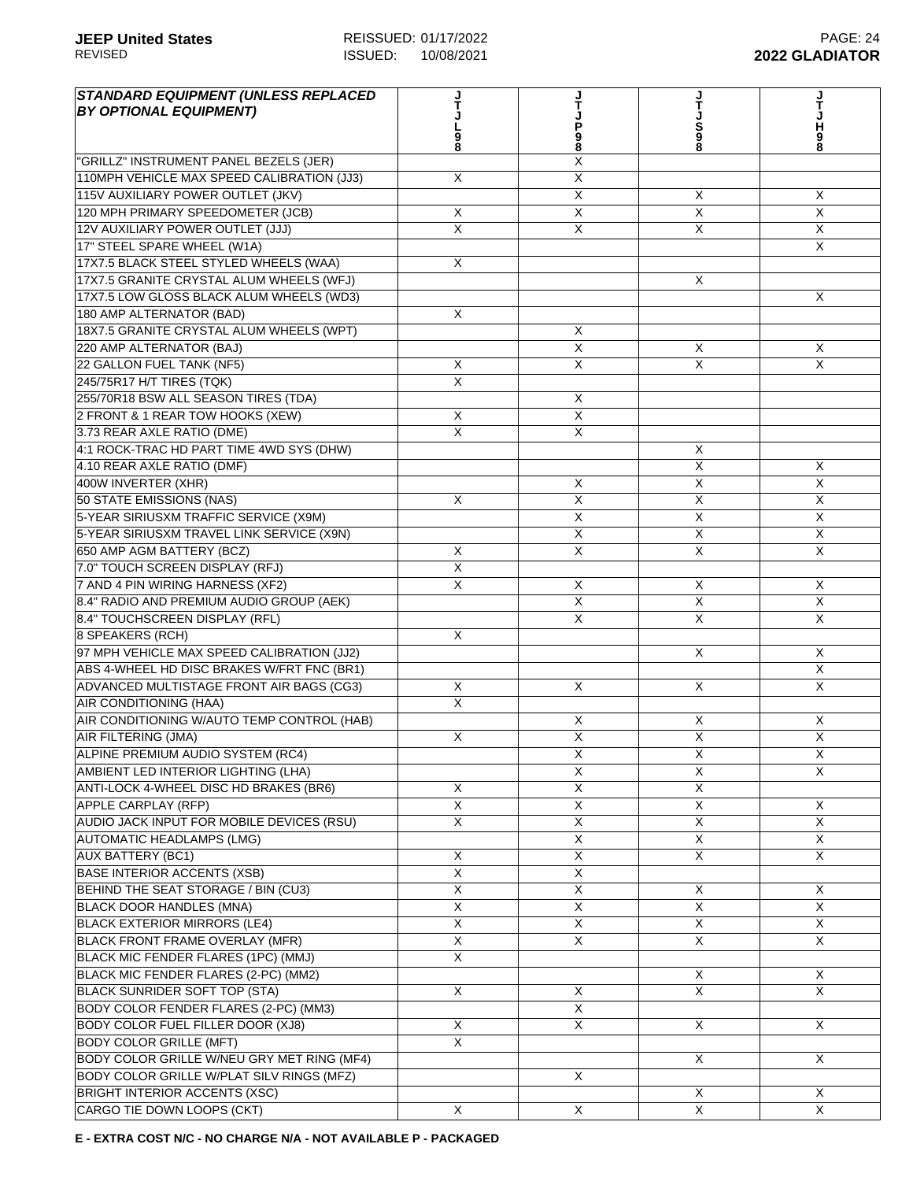| STANDARD EQUIPMENT (UNLESS REPLACED BY OPTIONAL EQUIPMENT) | JTJL98 | JTJP98 | JTJS98 | JTJH98 |
|---|---|---|---|---|
| "GRILLZ" INSTRUMENT PANEL BEZELS (JER) | | X | | |
| 110MPH VEHICLE MAX SPEED CALIBRATION (JJ3) | X | X | | |
| 115V AUXILIARY POWER OUTLET (JKV) | | X | X | X |
| 120 MPH PRIMARY SPEEDOMETER (JCB) | X | X | X | X |
| 12V AUXILIARY POWER OUTLET (JJJ) | X | X | X | X |
| 17" STEEL SPARE WHEEL (W1A) | | | | X |
| 17X7.5 BLACK STEEL STYLED WHEELS (WAA) | X | | | |
| 17X7.5 GRANITE CRYSTAL ALUM WHEELS (WFJ) | | | X | |
| 17X7.5 LOW GLOSS BLACK ALUM WHEELS (WD3) | | | | X |
| 180 AMP ALTERNATOR (BAD) | X | | | |
| 18X7.5 GRANITE CRYSTAL ALUM WHEELS (WPT) | | X | | |
| 220 AMP ALTERNATOR (BAJ) | | X | X | X |
| 22 GALLON FUEL TANK (NF5) | X | X | X | X |
| 245/75R17 H/T TIRES (TQK) | X | | | |
| 255/70R18 BSW ALL SEASON TIRES (TDA) | | X | | |
| 2 FRONT & 1 REAR TOW HOOKS (XEW) | X | X | | |
| 3.73 REAR AXLE RATIO (DME) | X | X | | |
| 4:1 ROCK-TRAC HD PART TIME 4WD SYS (DHW) | | | X | |
| 4.10 REAR AXLE RATIO (DMF) | | | X | X |
| 400W INVERTER (XHR) | | X | X | X |
| 50 STATE EMISSIONS (NAS) | X | X | X | X |
| 5-YEAR SIRIUSXM TRAFFIC SERVICE (X9M) | | X | X | X |
| 5-YEAR SIRIUSXM TRAVEL LINK SERVICE (X9N) | | X | X | X |
| 650 AMP AGM BATTERY (BCZ) | X | X | X | X |
| 7.0" TOUCH SCREEN DISPLAY (RFJ) | X | | | |
| 7 AND 4 PIN WIRING HARNESS (XF2) | X | X | X | X |
| 8.4" RADIO AND PREMIUM AUDIO GROUP (AEK) | | X | X | X |
| 8.4" TOUCHSCREEN DISPLAY (RFL) | | X | X | X |
| 8 SPEAKERS (RCH) | X | | | |
| 97 MPH VEHICLE MAX SPEED CALIBRATION (JJ2) | | | X | X |
| ABS 4-WHEEL HD DISC BRAKES W/FRT FNC (BR1) | | | | X |
| ADVANCED MULTISTAGE FRONT AIR BAGS (CG3) | X | X | X | X |
| AIR CONDITIONING (HAA) | X | | | |
| AIR CONDITIONING W/AUTO TEMP CONTROL (HAB) | | X | X | X |
| AIR FILTERING (JMA) | X | X | X | X |
| ALPINE PREMIUM AUDIO SYSTEM (RC4) | | X | X | X |
| AMBIENT LED INTERIOR LIGHTING (LHA) | | X | X | X |
| ANTI-LOCK 4-WHEEL DISC HD BRAKES (BR6) | X | X | X | |
| APPLE CARPLAY (RFP) | X | X | X | X |
| AUDIO JACK INPUT FOR MOBILE DEVICES (RSU) | X | X | X | X |
| AUTOMATIC HEADLAMPS (LMG) | | X | X | X |
| AUX BATTERY (BC1) | X | X | X | X |
| BASE INTERIOR ACCENTS (XSB) | X | X | | |
| BEHIND THE SEAT STORAGE / BIN (CU3) | X | X | X | X |
| BLACK DOOR HANDLES (MNA) | X | X | X | X |
| BLACK EXTERIOR MIRRORS (LE4) | X | X | X | X |
| BLACK FRONT FRAME OVERLAY (MFR) | X | X | X | X |
| BLACK MIC FENDER FLARES (1PC) (MMJ) | X | | | |
| BLACK MIC FENDER FLARES (2-PC) (MM2) | | | X | X |
| BLACK SUNRIDER SOFT TOP (STA) | X | X | X | X |
| BODY COLOR FENDER FLARES (2-PC) (MM3) | | X | | |
| BODY COLOR FUEL FILLER DOOR (XJ8) | X | X | X | X |
| BODY COLOR GRILLE (MFT) | X | | | |
| BODY COLOR GRILLE W/NEU GRY MET RING (MF4) | | | X | X |
| BODY COLOR GRILLE W/PLAT SILV RINGS (MFZ) | | X | | |
| BRIGHT INTERIOR ACCENTS (XSC) | | | X | X |
| CARGO TIE DOWN LOOPS (CKT) | X | X | X | X |

**E - EXTRA COST N/C - NO CHARGE N/A - NOT AVAILABLE P - PACKAGED**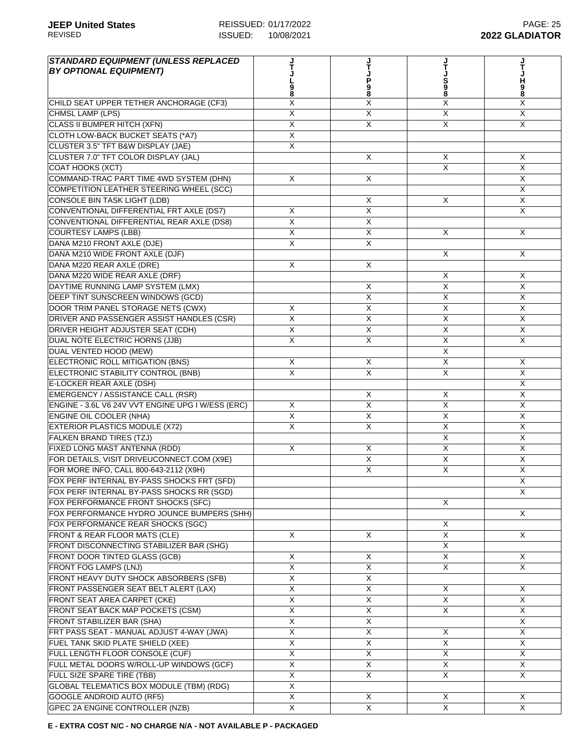| STANDARD EQUIPMENT (UNLESS REPLACED BY OPTIONAL EQUIPMENT) | JTJL98 | JTJP98 | JTJS98 | JTJH98 |
|---|---|---|---|---|
| CHILD SEAT UPPER TETHER ANCHORAGE (CF3) | X | X | X | X |
| CHMSL LAMP (LPS) | X | X | X | X |
| CLASS II BUMPER HITCH (XFN) | X | X | X | X |
| CLOTH LOW-BACK BUCKET SEATS (*A7) | X | | | |
| CLUSTER 3.5" TFT B&W DISPLAY (JAE) | X | | | |
| CLUSTER 7.0" TFT COLOR DISPLAY (JAL) | | X | X | X |
| COAT HOOKS (XCT) | | | X | X |
| COMMAND-TRAC PART TIME 4WD SYSTEM (DHN) | X | X | | X |
| COMPETITION LEATHER STEERING WHEEL (SCC) | | | | X |
| CONSOLE BIN TASK LIGHT (LDB) | | X | X | X |
| CONVENTIONAL DIFFERENTIAL FRT AXLE (DS7) | X | X | | X |
| CONVENTIONAL DIFFERENTIAL REAR AXLE (DS8) | X | X | | |
| COURTESY LAMPS (LBB) | X | X | X | X |
| DANA M210 FRONT AXLE (DJE) | X | X | | |
| DANA M210 WIDE FRONT AXLE (DJF) | | | X | X |
| DANA M220 REAR AXLE (DRE) | X | X | | |
| DANA M220 WIDE REAR AXLE (DRF) | | | X | X |
| DAYTIME RUNNING LAMP SYSTEM (LMX) | | X | X | X |
| DEEP TINT SUNSCREEN WINDOWS (GCD) | | X | X | X |
| DOOR TRIM PANEL STORAGE NETS (CWX) | X | X | X | X |
| DRIVER AND PASSENGER ASSIST HANDLES (CSR) | X | X | X | X |
| DRIVER HEIGHT ADJUSTER SEAT (CDH) | X | X | X | X |
| DUAL NOTE ELECTRIC HORNS (JJB) | X | X | X | X |
| DUAL VENTED HOOD (MEW) | | | X | |
| ELECTRONIC ROLL MITIGATION (BNS) | X | X | X | X |
| ELECTRONIC STABILITY CONTROL (BNB) | X | X | X | X |
| E-LOCKER REAR AXLE (DSH) | | | | X |
| EMERGENCY / ASSISTANCE CALL (RSR) | | X | X | X |
| ENGINE - 3.6L V6 24V VVT ENGINE UPG I W/ESS (ERC) | X | X | X | X |
| ENGINE OIL COOLER (NHA) | X | X | X | X |
| EXTERIOR PLASTICS MODULE (X72) | X | X | X | X |
| FALKEN BRAND TIRES (TZJ) | | | X | X |
| FIXED LONG MAST ANTENNA (RDD) | X | X | X | X |
| FOR DETAILS, VISIT DRIVEUCONNECT.COM (X9E) | | X | X | X |
| FOR MORE INFO, CALL 800-643-2112 (X9H) | | X | X | X |
| FOX PERF INTERNAL BY-PASS SHOCKS FRT (SFD) | | | | X |
| FOX PERF INTERNAL BY-PASS SHOCKS RR (SGD) | | | | X |
| FOX PERFORMANCE FRONT SHOCKS (SFC) | | | X | |
| FOX PERFORMANCE HYDRO JOUNCE BUMPERS (SHH) | | | | X |
| FOX PERFORMANCE REAR SHOCKS (SGC) | | | X | |
| FRONT & REAR FLOOR MATS (CLE) | X | X | X | X |
| FRONT DISCONNECTING STABILIZER BAR (SHG) | | | X | |
| FRONT DOOR TINTED GLASS (GCB) | X | X | X | X |
| FRONT FOG LAMPS (LNJ) | X | X | X | X |
| FRONT HEAVY DUTY SHOCK ABSORBERS (SFB) | X | X | | |
| FRONT PASSENGER SEAT BELT ALERT (LAX) | X | X | X | X |
| FRONT SEAT AREA CARPET (CKE) | X | X | X | X |
| FRONT SEAT BACK MAP POCKETS (CSM) | X | X | X | X |
| FRONT STABILIZER BAR (SHA) | X | X | | X |
| FRT PASS SEAT - MANUAL ADJUST 4-WAY (JWA) | X | X | X | X |
| FUEL TANK SKID PLATE SHIELD (XEE) | X | X | X | X |
| FULL LENGTH FLOOR CONSOLE (CUF) | X | X | X | X |
| FULL METAL DOORS W/ROLL-UP WINDOWS (GCF) | X | X | X | X |
| FULL SIZE SPARE TIRE (TBB) | X | X | X | X |
| GLOBAL TELEMATICS BOX MODULE (TBM) (RDG) | X | | | |
| GOOGLE ANDROID AUTO (RF5) | X | X | X | X |
| GPEC 2A ENGINE CONTROLLER (NZB) | X | X | X | X |

**E - EXTRA COST N/C - NO CHARGE N/A - NOT AVAILABLE P - PACKAGED**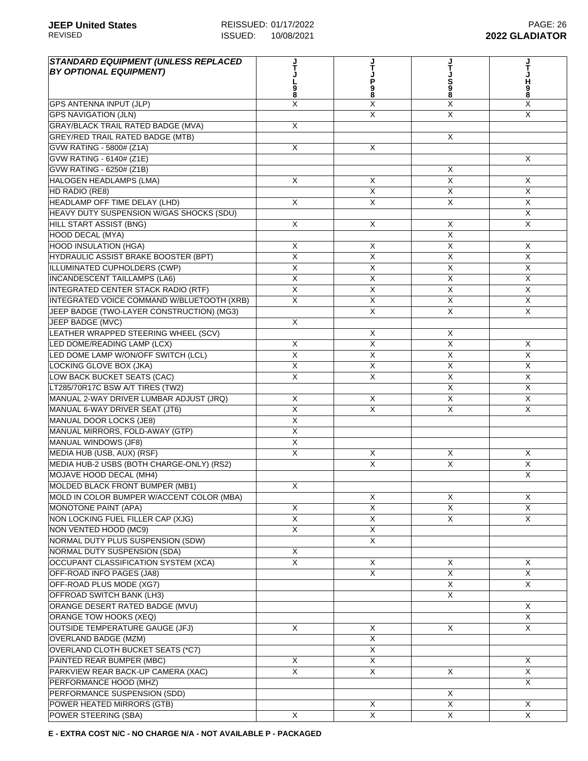| STANDARD EQUIPMENT (UNLESS REPLACED BY OPTIONAL EQUIPMENT) | JTJL98 | JTJP98 | JTJS98 | JTJH98 |
|---|---|---|---|---|
| GPS ANTENNA INPUT (JLP) | X | X | X | X |
| GPS NAVIGATION (JLN) | | X | X | X |
| GRAY/BLACK TRAIL RATED BADGE (MVA) | X | | | |
| GREY/RED TRAIL RATED BADGE (MTB) | | | X | |
| GVW RATING - 5800# (Z1A) | X | X | | |
| GVW RATING - 6140# (Z1E) | | | | X |
| GVW RATING - 6250# (Z1B) | | | X | |
| HALOGEN HEADLAMPS (LMA) | X | X | X | X |
| HD RADIO (RE8) | | X | X | X |
| HEADLAMP OFF TIME DELAY (LHD) | X | X | X | X |
| HEAVY DUTY SUSPENSION W/GAS SHOCKS (SDU) | | | | X |
| HILL START ASSIST (BNG) | X | X | X | X |
| HOOD DECAL (MYA) | | | X | |
| HOOD INSULATION (HGA) | X | X | X | X |
| HYDRAULIC ASSIST BRAKE BOOSTER (BPT) | X | X | X | X |
| ILLUMINATED CUPHOLDERS (CWP) | X | X | X | X |
| INCANDESCENT TAILLAMPS (LA6) | X | X | X | X |
| INTEGRATED CENTER STACK RADIO (RTF) | X | X | X | X |
| INTEGRATED VOICE COMMAND W/BLUETOOTH (XRB) | X | X | X | X |
| JEEP BADGE (TWO-LAYER CONSTRUCTION) (MG3) | | X | X | X |
| JEEP BADGE (MVC) | X | | | |
| LEATHER WRAPPED STEERING WHEEL (SCV) | | X | X | |
| LED DOME/READING LAMP (LCX) | X | X | X | X |
| LED DOME LAMP W/ON/OFF SWITCH (LCL) | X | X | X | X |
| LOCKING GLOVE BOX (JKA) | X | X | X | X |
| LOW BACK BUCKET SEATS (CAC) | X | X | X | X |
| LT285/70R17C BSW A/T TIRES (TW2) | | | X | X |
| MANUAL 2-WAY DRIVER LUMBAR ADJUST (JRQ) | X | X | X | X |
| MANUAL 6-WAY DRIVER SEAT (JT6) | X | X | X | X |
| MANUAL DOOR LOCKS (JE8) | X | | | |
| MANUAL MIRRORS, FOLD-AWAY (GTP) | X | | | |
| MANUAL WINDOWS (JF8) | X | | | |
| MEDIA HUB (USB, AUX) (RSF) | X | X | X | X |
| MEDIA HUB-2 USBS (BOTH CHARGE-ONLY) (RS2) | | X | X | X |
| MOJAVE HOOD DECAL (MH4) | | | | X |
| MOLDED BLACK FRONT BUMPER (MB1) | X | | | |
| MOLD IN COLOR BUMPER W/ACCENT COLOR (MBA) | | X | X | X |
| MONOTONE PAINT (APA) | X | X | X | X |
| NON LOCKING FUEL FILLER CAP (XJG) | X | X | X | X |
| NON VENTED HOOD (MC9) | X | X | | |
| NORMAL DUTY PLUS SUSPENSION (SDW) | | X | | |
| NORMAL DUTY SUSPENSION (SDA) | X | | | |
| OCCUPANT CLASSIFICATION SYSTEM (XCA) | X | X | X | X |
| OFF-ROAD INFO PAGES (JA8) | | X | X | X |
| OFF-ROAD PLUS MODE (XG7) | | | X | X |
| OFFROAD SWITCH BANK (LH3) | | | X | |
| ORANGE DESERT RATED BADGE (MVU) | | | | X |
| ORANGE TOW HOOKS (XEQ) | | | | X |
| OUTSIDE TEMPERATURE GAUGE (JFJ) | X | X | X | X |
| OVERLAND BADGE (MZM) | | X | | |
| OVERLAND CLOTH BUCKET SEATS (*C7) | | X | | |
| PAINTED REAR BUMPER (MBC) | X | X | | X |
| PARKVIEW REAR BACK-UP CAMERA (XAC) | X | X | X | X |
| PERFORMANCE HOOD (MHZ) | | | | X |
| PERFORMANCE SUSPENSION (SDD) | | | X | |
| POWER HEATED MIRRORS (GTB) | | X | X | X |
| POWER STEERING (SBA) | X | X | X | X |

**E - EXTRA COST N/C - NO CHARGE N/A - NOT AVAILABLE P - PACKAGED**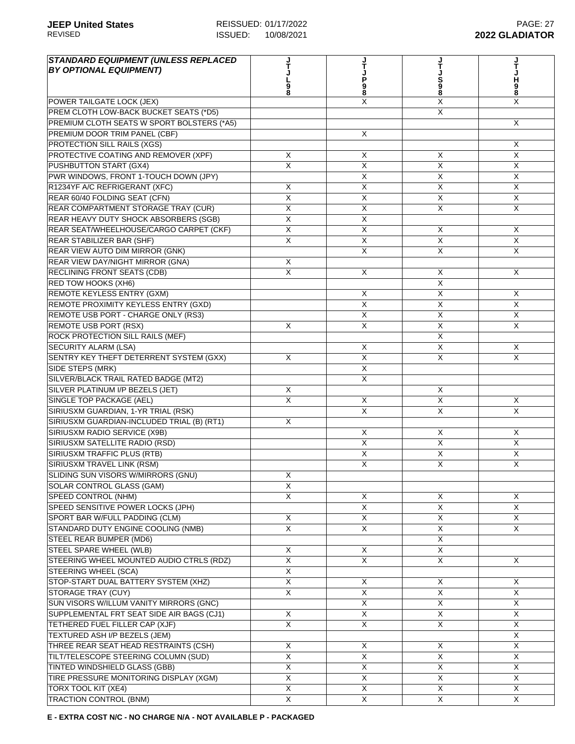| STANDARD EQUIPMENT (UNLESS REPLACED BY OPTIONAL EQUIPMENT) | JTJL98 | JTJP98 | JTJS98 | JTJH98 |
|---|---|---|---|---|
| POWER TAILGATE LOCK (JEX) | | X | X | X |
| PREM CLOTH LOW-BACK BUCKET SEATS (*D5) | | | X | |
| PREMIUM CLOTH SEATS W SPORT BOLSTERS (*A5) | | | | X |
| PREMIUM DOOR TRIM PANEL (CBF) | | X | | |
| PROTECTION SILL RAILS (XGS) | | | | X |
| PROTECTIVE COATING AND REMOVER (XPF) | X | X | X | X |
| PUSHBUTTON START (GX4) | X | X | X | X |
| PWR WINDOWS, FRONT 1-TOUCH DOWN (JPY) | | X | X | X |
| R1234YF A/C REFRIGERANT (XFC) | X | X | X | X |
| REAR 60/40 FOLDING SEAT (CFN) | X | X | X | X |
| REAR COMPARTMENT STORAGE TRAY (CUR) | X | X | X | X |
| REAR HEAVY DUTY SHOCK ABSORBERS (SGB) | X | X | | |
| REAR SEAT/WHEELHOUSE/CARGO CARPET (CKF) | X | X | X | X |
| REAR STABILIZER BAR (SHF) | X | X | X | X |
| REAR VIEW AUTO DIM MIRROR (GNK) | | X | X | X |
| REAR VIEW DAY/NIGHT MIRROR (GNA) | X | | | |
| RECLINING FRONT SEATS (CDB) | X | X | X | X |
| RED TOW HOOKS (XH6) | | | X | |
| REMOTE KEYLESS ENTRY (GXM) | | X | X | X |
| REMOTE PROXIMITY KEYLESS ENTRY (GXD) | | X | X | X |
| REMOTE USB PORT - CHARGE ONLY (RS3) | | X | X | X |
| REMOTE USB PORT (RSX) | X | X | X | X |
| ROCK PROTECTION SILL RAILS (MEF) | | | X | |
| SECURITY ALARM (LSA) | | X | X | X |
| SENTRY KEY THEFT DETERRENT SYSTEM (GXX) | X | X | X | X |
| SIDE STEPS (MRK) | | X | | |
| SILVER/BLACK TRAIL RATED BADGE (MT2) | | X | | |
| SILVER PLATINUM I/P BEZELS (JET) | X | | X | |
| SINGLE TOP PACKAGE (AEL) | X | X | X | X |
| SIRIUSXM GUARDIAN, 1-YR TRIAL (RSK) | | X | X | X |
| SIRIUSXM GUARDIAN-INCLUDED TRIAL (B) (RT1) | X | | | |
| SIRIUSXM RADIO SERVICE (X9B) | | X | X | X |
| SIRIUSXM SATELLITE RADIO (RSD) | | X | X | X |
| SIRIUSXM TRAFFIC PLUS (RTB) | | X | X | X |
| SIRIUSXM TRAVEL LINK (RSM) | | X | X | X |
| SLIDING SUN VISORS W/MIRRORS (GNU) | X | | | |
| SOLAR CONTROL GLASS (GAM) | X | | | |
| SPEED CONTROL (NHM) | X | X | X | X |
| SPEED SENSITIVE POWER LOCKS (JPH) | | X | X | X |
| SPORT BAR W/FULL PADDING (CLM) | X | X | X | X |
| STANDARD DUTY ENGINE COOLING (NMB) | X | X | X | X |
| STEEL REAR BUMPER (MD6) | | | X | |
| STEEL SPARE WHEEL (WLB) | X | X | X | |
| STEERING WHEEL MOUNTED AUDIO CTRLS (RDZ) | X | X | X | X |
| STEERING WHEEL (SCA) | X | | | |
| STOP-START DUAL BATTERY SYSTEM (XHZ) | X | X | X | X |
| STORAGE TRAY (CUY) | X | X | X | X |
| SUN VISORS W/ILLUM VANITY MIRRORS (GNC) | | X | X | X |
| SUPPLEMENTAL FRT SEAT SIDE AIR BAGS (CJ1) | X | X | X | X |
| TETHERED FUEL FILLER CAP (XJF) | X | X | X | X |
| TEXTURED ASH I/P BEZELS (JEM) | | | | X |
| THREE REAR SEAT HEAD RESTRAINTS (CSH) | X | X | X | X |
| TILT/TELESCOPE STEERING COLUMN (SUD) | X | X | X | X |
| TINTED WINDSHIELD GLASS (GBB) | X | X | X | X |
| TIRE PRESSURE MONITORING DISPLAY (XGM) | X | X | X | X |
| TORX TOOL KIT (XE4) | X | X | X | X |
| TRACTION CONTROL (BNM) | X | X | X | X |

**E - EXTRA COST N/C - NO CHARGE N/A - NOT AVAILABLE P - PACKAGED**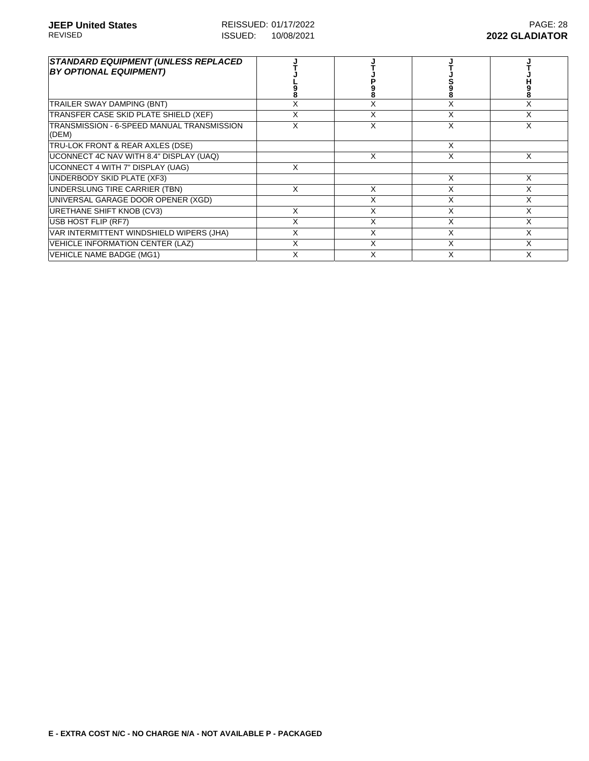| ***STANDARD EQUIPMENT (UNLESS REPLACED BY OPTIONAL EQUIPMENT)*** | **JTJL98** | **JTJP98** | **JTJS98** | **JTJH98** |
|---|---|---|---|---|
| TRAILER SWAY DAMPING (BNT) | X | X | X | X |
| TRANSFER CASE SKID PLATE SHIELD (XEF) | X | X | X | X |
| TRANSMISSION - 6-SPEED MANUAL TRANSMISSION (DEM) | X | X | X | X |
| TRU-LOK FRONT & REAR AXLES (DSE) | | | X | |
| UCONNECT 4C NAV WITH 8.4" DISPLAY (UAQ) | | X | X | X |
| UCONNECT 4 WITH 7" DISPLAY (UAG) | X | | | |
| UNDERBODY SKID PLATE (XF3) | | | X | X |
| UNDERSLUNG TIRE CARRIER (TBN) | X | X | X | X |
| UNIVERSAL GARAGE DOOR OPENER (XGD) | | X | X | X |
| URETHANE SHIFT KNOB (CV3) | X | X | X | X |
| USB HOST FLIP (RF7) | X | X | X | X |
| VAR INTERMITTENT WINDSHIELD WIPERS (JHA) | X | X | X | X |
| VEHICLE INFORMATION CENTER (LAZ) | X | X | X | X |
| VEHICLE NAME BADGE (MG1) | X | X | X | X |

**E - EXTRA COST N/C - NO CHARGE N/A - NOT AVAILABLE P - PACKAGED**